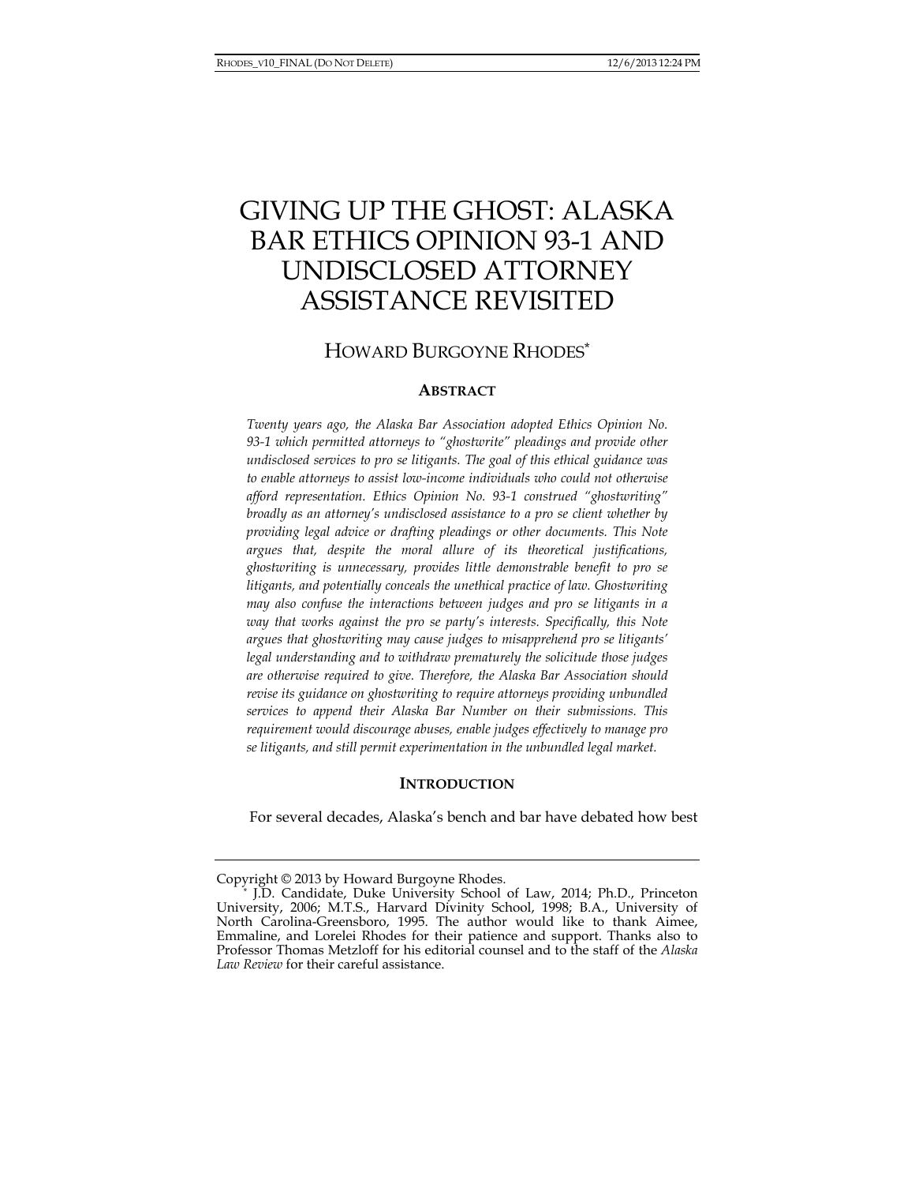# GIVING UP THE GHOST: ALASKA BAR ETHICS OPINION 93-1 AND UNDISCLOSED ATTORNEY ASSISTANCE REVISITED

HOWARD BURGOYNE RHODES*

## ABSTRACT

*Twenty years ago, the Alaska Bar Association adopted Ethics Opinion No. 93-1 which permitted attorneys to "ghostwrite" pleadings and provide other undisclosed services to pro se litigants. The goal of this ethical guidance was to enable attorneys to assist low-income individuals who could not otherwise afford representation. Ethics Opinion No. 93-1 construed "ghostwriting" broadly as an attorney's undisclosed assistance to a pro se client whether by providing legal advice or drafting pleadings or other documents. This Note argues that, despite the moral allure of its theoretical justifications, ghostwriting is unnecessary, provides little demonstrable benefit to pro se litigants, and potentially conceals the unethical practice of law. Ghostwriting may also confuse the interactions between judges and pro se litigants in a way that works against the pro se party's interests. Specifically, this Note argues that ghostwriting may cause judges to misapprehend pro se litigants' legal understanding and to withdraw prematurely the solicitude those judges are otherwise required to give. Therefore, the Alaska Bar Association should revise its guidance on ghostwriting to require attorneys providing unbundled services to append their Alaska Bar Number on their submissions. This requirement would discourage abuses, enable judges effectively to manage pro se litigants, and still permit experimentation in the unbundled legal market.*

## INTRODUCTION

For several decades, Alaska's bench and bar have debated how best

---

Copyright © 2013 by Howard Burgoyne Rhodes.

\* J.D. Candidate, Duke University School of Law, 2014; Ph.D., Princeton University, 2006; M.T.S., Harvard Divinity School, 1998; B.A., University of North Carolina-Greensboro, 1995. The author would like to thank Aimee, Emmaline, and Lorelei Rhodes for their patience and support. Thanks also to Professor Thomas Metzloff for his editorial counsel and to the staff of the *Alaska Law Review* for their careful assistance.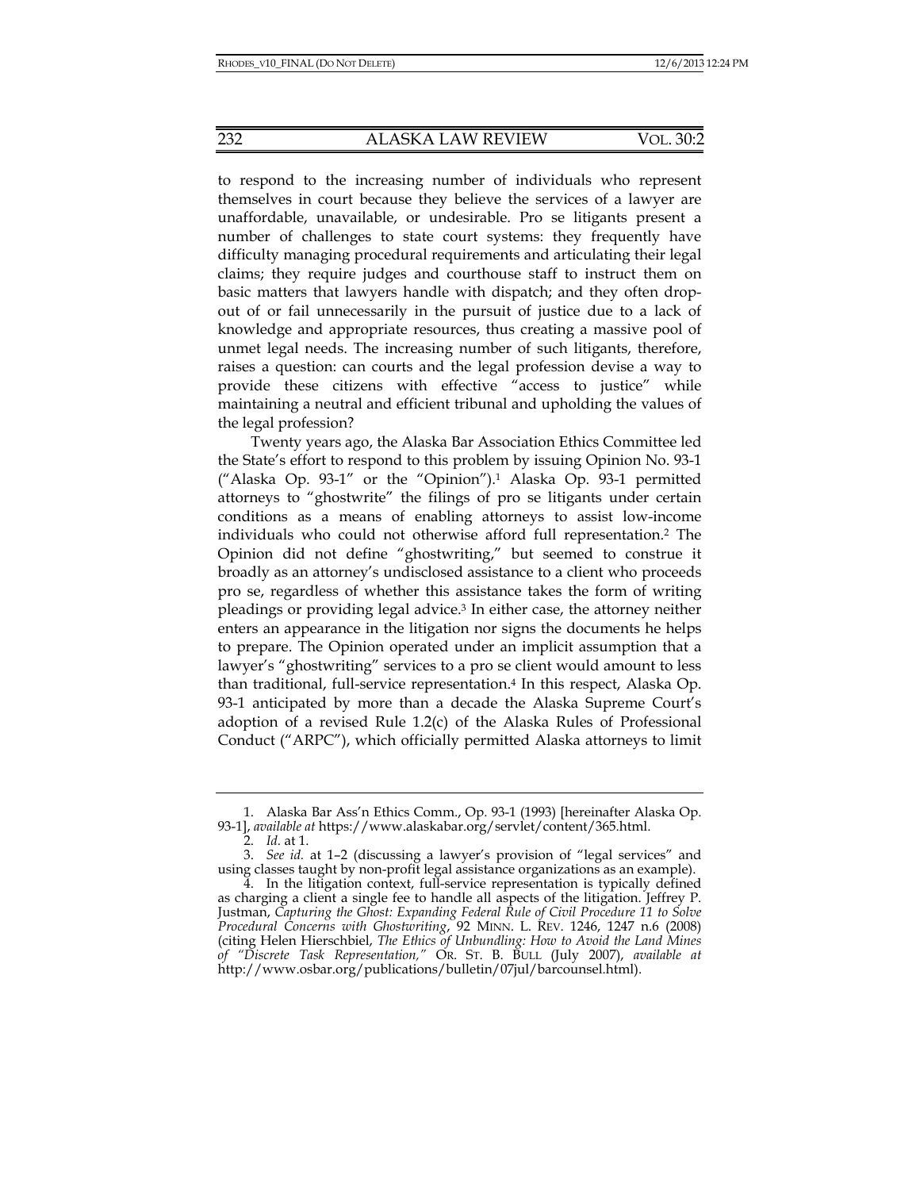to respond to the increasing number of individuals who represent themselves in court because they believe the services of a lawyer are unaffordable, unavailable, or undesirable. Pro se litigants present a number of challenges to state court systems: they frequently have difficulty managing procedural requirements and articulating their legal claims; they require judges and courthouse staff to instruct them on basic matters that lawyers handle with dispatch; and they often drop-out of or fail unnecessarily in the pursuit of justice due to a lack of knowledge and appropriate resources, thus creating a massive pool of unmet legal needs. The increasing number of such litigants, therefore, raises a question: can courts and the legal profession devise a way to provide these citizens with effective "access to justice" while maintaining a neutral and efficient tribunal and upholding the values of the legal profession?

Twenty years ago, the Alaska Bar Association Ethics Committee led the State's effort to respond to this problem by issuing Opinion No. 93-1 ("Alaska Op. 93-1" or the "Opinion").[1] Alaska Op. 93-1 permitted attorneys to "ghostwrite" the filings of pro se litigants under certain conditions as a means of enabling attorneys to assist low-income individuals who could not otherwise afford full representation.[2] The Opinion did not define "ghostwriting," but seemed to construe it broadly as an attorney's undisclosed assistance to a client who proceeds pro se, regardless of whether this assistance takes the form of writing pleadings or providing legal advice.[3] In either case, the attorney neither enters an appearance in the litigation nor signs the documents he helps to prepare. The Opinion operated under an implicit assumption that a lawyer's "ghostwriting" services to a pro se client would amount to less than traditional, full-service representation.[4] In this respect, Alaska Op. 93-1 anticipated by more than a decade the Alaska Supreme Court's adoption of a revised Rule 1.2(c) of the Alaska Rules of Professional Conduct ("ARPC"), which officially permitted Alaska attorneys to limit

---

1. Alaska Bar Ass'n Ethics Comm., Op. 93-1 (1993) [hereinafter Alaska Op. 93-1], *available at* https://www.alaskabar.org/servlet/content/365.html.

2. *Id.* at 1.

3. *See id.* at 1–2 (discussing a lawyer's provision of "legal services" and using classes taught by non-profit legal assistance organizations as an example).

4. In the litigation context, full-service representation is typically defined as charging a client a single fee to handle all aspects of the litigation. Jeffrey P. Justman, *Capturing the Ghost: Expanding Federal Rule of Civil Procedure 11 to Solve Procedural Concerns with Ghostwriting*, 92 MINN. L. REV. 1246, 1247 n.6 (2008) (citing Helen Hierschbiel, *The Ethics of Unbundling: How to Avoid the Land Mines of "Discrete Task Representation,"* OR. ST. B. BULL (July 2007), *available at* http://www.osbar.org/publications/bulletin/07jul/barcounsel.html).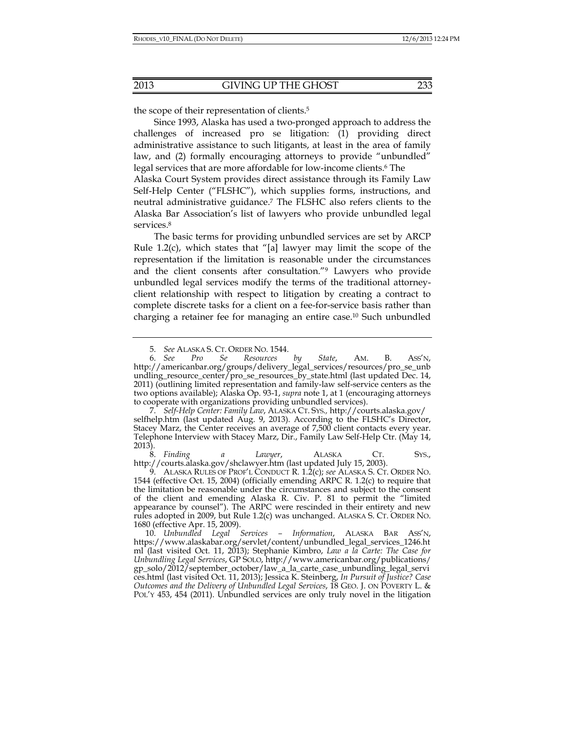the scope of their representation of clients.[5]

Since 1993, Alaska has used a two-pronged approach to address the challenges of increased pro se litigation: (1) providing direct administrative assistance to such litigants, at least in the area of family law, and (2) formally encouraging attorneys to provide "unbundled" legal services that are more affordable for low-income clients.[6] The Alaska Court System provides direct assistance through its Family Law Self-Help Center ("FLSHC"), which supplies forms, instructions, and neutral administrative guidance.[7] The FLSHC also refers clients to the Alaska Bar Association's list of lawyers who provide unbundled legal services.[8]

The basic terms for providing unbundled services are set by ARCP Rule 1.2(c), which states that "[a] lawyer may limit the scope of the representation if the limitation is reasonable under the circumstances and the client consents after consultation."[9] Lawyers who provide unbundled legal services modify the terms of the traditional attorney-client relationship with respect to litigation by creating a contract to complete discrete tasks for a client on a fee-for-service basis rather than charging a retainer fee for managing an entire case.[10] Such unbundled

---

5. *See* ALASKA S. CT. ORDER NO. 1544.

6. *See Pro Se Resources by State*, AM. B. ASS'N, http://americanbar.org/groups/delivery_legal_services/resources/pro_se_unbundling_resource_center/pro_se_resources_by_state.html (last updated Dec. 14, 2011) (outlining limited representation and family-law self-service centers as the two options available); Alaska Op. 93-1, *supra* note 1, at 1 (encouraging attorneys to cooperate with organizations providing unbundled services).

7. *Self-Help Center: Family Law*, ALASKA CT. SYS., http://courts.alaska.gov/selfhelp.htm (last updated Aug. 9, 2013). According to the FLSHC's Director, Stacey Marz, the Center receives an average of 7,500 client contacts every year. Telephone Interview with Stacey Marz, Dir., Family Law Self-Help Ctr. (May 14, 2013).

8. *Finding a Lawyer*, ALASKA CT. SYS., http://courts.alaska.gov/shclawyer.htm (last updated July 15, 2003).

9. ALASKA RULES OF PROF'L CONDUCT R. 1.2(c); *see* ALASKA S. CT. ORDER NO. 1544 (effective Oct. 15, 2004) (officially emending ARPC R. 1.2(c) to require that the limitation be reasonable under the circumstances and subject to the consent of the client and emending Alaska R. Civ. P. 81 to permit the "limited appearance by counsel"). The ARPC were rescinded in their entirety and new rules adopted in 2009, but Rule 1.2(c) was unchanged. ALASKA S. CT. ORDER NO. 1680 (effective Apr. 15, 2009).

10. *Unbundled Legal Services – Information*, ALASKA BAR ASS'N, https://www.alaskabar.org/servlet/content/unbundled_legal_services_1246.html (last visited Oct. 11, 2013); Stephanie Kimbro, *Law a la Carte: The Case for Unbundling Legal Services*, GP SOLO, http://www.americanbar.org/publications/gp_solo/2012/september_october/law_a_la_carte_case_unbundling_legal_services.html (last visited Oct. 11, 2013); Jessica K. Steinberg, *In Pursuit of Justice? Case Outcomes and the Delivery of Unbundled Legal Services*, 18 GEO. J. ON POVERTY L. & POL'Y 453, 454 (2011). Unbundled services are only truly novel in the litigation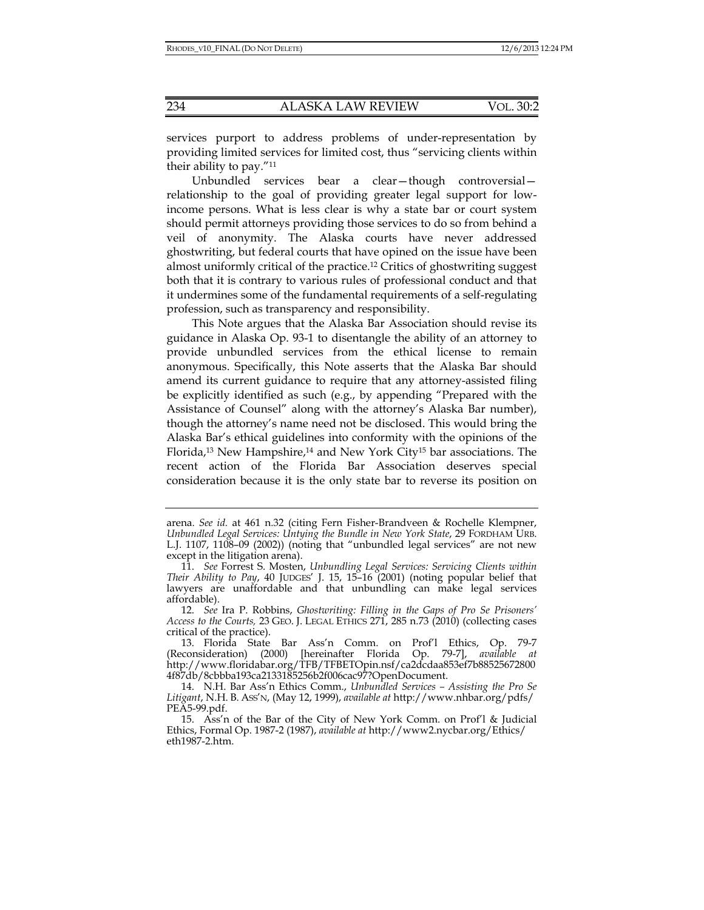services purport to address problems of under-representation by providing limited services for limited cost, thus "servicing clients within their ability to pay."[11]

Unbundled services bear a clear—though controversial—relationship to the goal of providing greater legal support for low-income persons. What is less clear is why a state bar or court system should permit attorneys providing those services to do so from behind a veil of anonymity. The Alaska courts have never addressed ghostwriting, but federal courts that have opined on the issue have been almost uniformly critical of the practice.[12] Critics of ghostwriting suggest both that it is contrary to various rules of professional conduct and that it undermines some of the fundamental requirements of a self-regulating profession, such as transparency and responsibility.

This Note argues that the Alaska Bar Association should revise its guidance in Alaska Op. 93-1 to disentangle the ability of an attorney to provide unbundled services from the ethical license to remain anonymous. Specifically, this Note asserts that the Alaska Bar should amend its current guidance to require that any attorney-assisted filing be explicitly identified as such (e.g., by appending "Prepared with the Assistance of Counsel" along with the attorney's Alaska Bar number), though the attorney's name need not be disclosed. This would bring the Alaska Bar's ethical guidelines into conformity with the opinions of the Florida,[13] New Hampshire,[14] and New York City[15] bar associations. The recent action of the Florida Bar Association deserves special consideration because it is the only state bar to reverse its position on

---

arena. *See id.* at 461 n.32 (citing Fern Fisher-Brandveen & Rochelle Klempner, *Unbundled Legal Services: Untying the Bundle in New York State*, 29 FORDHAM URB. L.J. 1107, 1108–09 (2002)) (noting that "unbundled legal services" are not new except in the litigation arena).

11. *See* Forrest S. Mosten, *Unbundling Legal Services: Servicing Clients within Their Ability to Pay*, 40 JUDGES' J. 15, 15–16 (2001) (noting popular belief that lawyers are unaffordable and that unbundling can make legal services affordable).

12. *See* Ira P. Robbins, *Ghostwriting: Filling in the Gaps of Pro Se Prisoners' Access to the Courts,* 23 GEO. J. LEGAL ETHICS 271, 285 n.73 (2010) (collecting cases critical of the practice).

13. Florida State Bar Ass'n Comm. on Prof'l Ethics, Op. 79-7 (Reconsideration) (2000) [hereinafter Florida Op. 79-7], *available at* http://www.floridabar.org/TFB/TFBETOpin.nsf/ca2dcdaa853ef7b88525672800 4f87db/8cbbba193ca2133185256b2f006cac97?OpenDocument.

14. N.H. Bar Ass'n Ethics Comm., *Unbundled Services – Assisting the Pro Se Litigant*, N.H. B. ASS'N, (May 12, 1999), *available at* http://www.nhbar.org/pdfs/ PEA5-99.pdf.

15. Ass'n of the Bar of the City of New York Comm. on Prof'l & Judicial Ethics, Formal Op. 1987-2 (1987), *available at* http://www2.nycbar.org/Ethics/ eth1987-2.htm.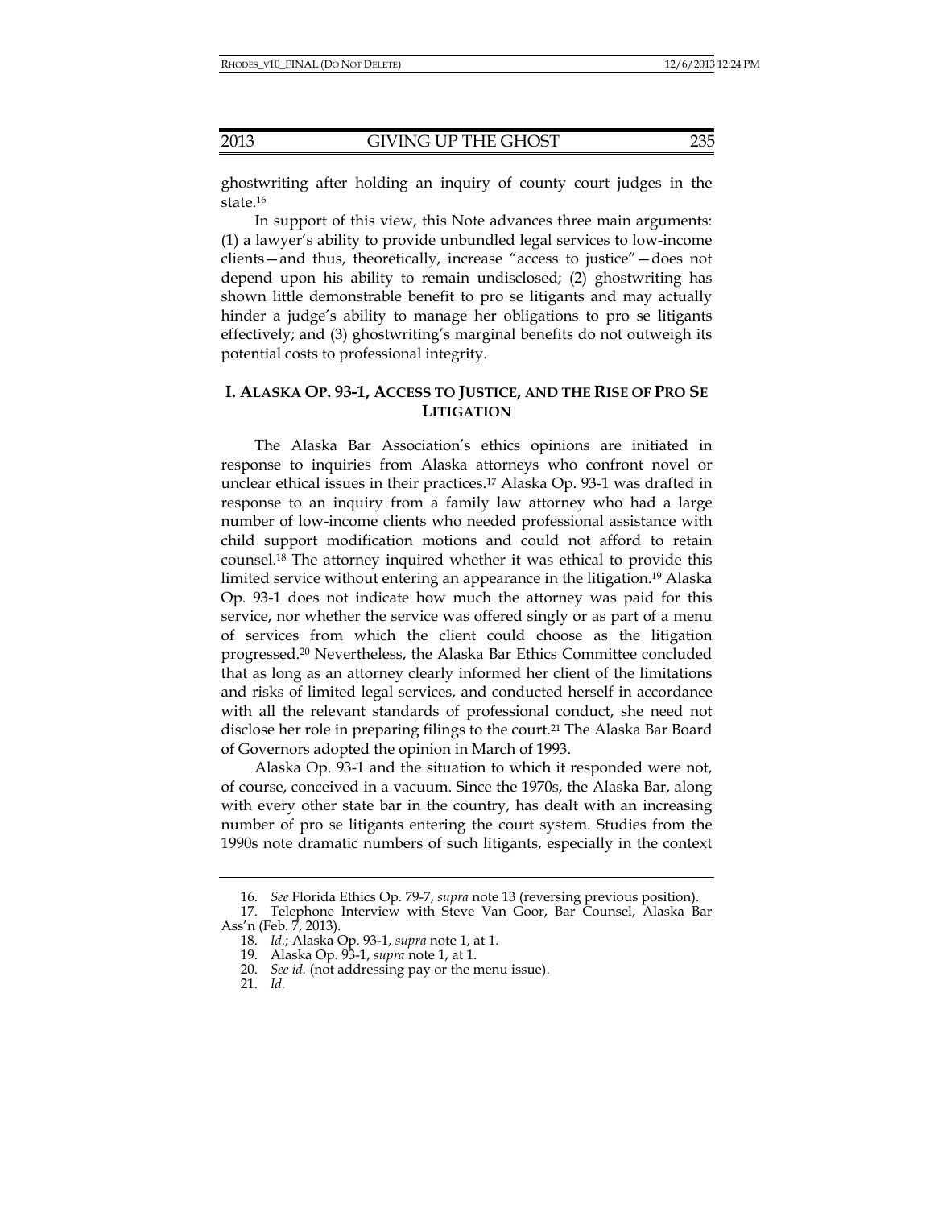ghostwriting after holding an inquiry of county court judges in the state.[16]

In support of this view, this Note advances three main arguments: (1) a lawyer's ability to provide unbundled legal services to low-income clients—and thus, theoretically, increase "access to justice"—does not depend upon his ability to remain undisclosed; (2) ghostwriting has shown little demonstrable benefit to pro se litigants and may actually hinder a judge's ability to manage her obligations to pro se litigants effectively; and (3) ghostwriting's marginal benefits do not outweigh its potential costs to professional integrity.

## I. ALASKA OP. 93-1, ACCESS TO JUSTICE, AND THE RISE OF PRO SE LITIGATION

The Alaska Bar Association's ethics opinions are initiated in response to inquiries from Alaska attorneys who confront novel or unclear ethical issues in their practices.[17] Alaska Op. 93-1 was drafted in response to an inquiry from a family law attorney who had a large number of low-income clients who needed professional assistance with child support modification motions and could not afford to retain counsel.[18] The attorney inquired whether it was ethical to provide this limited service without entering an appearance in the litigation.[19] Alaska Op. 93-1 does not indicate how much the attorney was paid for this service, nor whether the service was offered singly or as part of a menu of services from which the client could choose as the litigation progressed.[20] Nevertheless, the Alaska Bar Ethics Committee concluded that as long as an attorney clearly informed her client of the limitations and risks of limited legal services, and conducted herself in accordance with all the relevant standards of professional conduct, she need not disclose her role in preparing filings to the court.[21] The Alaska Bar Board of Governors adopted the opinion in March of 1993.

Alaska Op. 93-1 and the situation to which it responded were not, of course, conceived in a vacuum. Since the 1970s, the Alaska Bar, along with every other state bar in the country, has dealt with an increasing number of pro se litigants entering the court system. Studies from the 1990s note dramatic numbers of such litigants, especially in the context

---

16. *See* Florida Ethics Op. 79-7, *supra* note 13 (reversing previous position).

17. Telephone Interview with Steve Van Goor, Bar Counsel, Alaska Bar Ass'n (Feb. 7, 2013).

18. *Id.*; Alaska Op. 93-1, *supra* note 1, at 1.

19. Alaska Op. 93-1, *supra* note 1, at 1.

20. *See id.* (not addressing pay or the menu issue).

21. *Id.*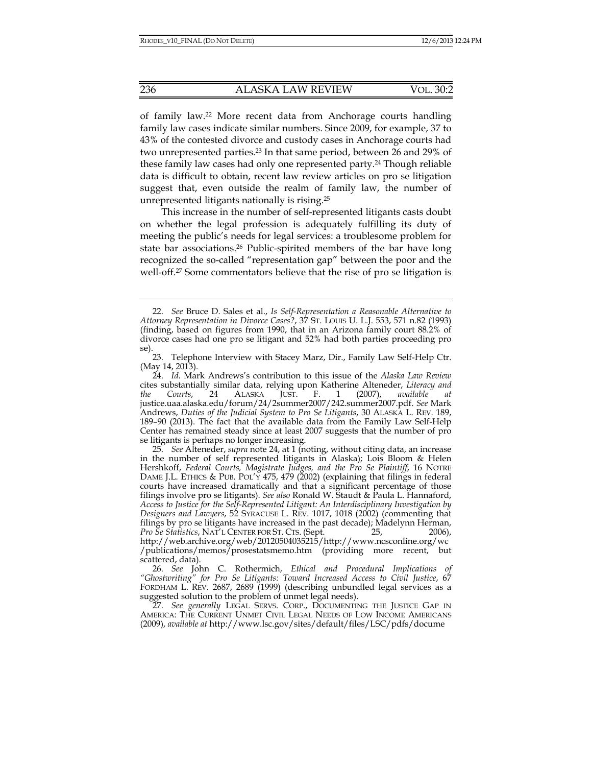of family law.[22] More recent data from Anchorage courts handling family law cases indicate similar numbers. Since 2009, for example, 37 to 43% of the contested divorce and custody cases in Anchorage courts had two unrepresented parties.[23] In that same period, between 26 and 29% of these family law cases had only one represented party.[24] Though reliable data is difficult to obtain, recent law review articles on pro se litigation suggest that, even outside the realm of family law, the number of unrepresented litigants nationally is rising.[25]

This increase in the number of self-represented litigants casts doubt on whether the legal profession is adequately fulfilling its duty of meeting the public's needs for legal services: a troublesome problem for state bar associations.[26] Public-spirited members of the bar have long recognized the so-called "representation gap" between the poor and the well-off.[27] Some commentators believe that the rise of pro se litigation is

---

22. *See* Bruce D. Sales et al., *Is Self-Representation a Reasonable Alternative to Attorney Representation in Divorce Cases?*, 37 ST. LOUIS U. L.J. 553, 571 n.82 (1993) (finding, based on figures from 1990, that in an Arizona family court 88.2% of divorce cases had one pro se litigant and 52% had both parties proceeding pro se).

23. Telephone Interview with Stacey Marz, Dir., Family Law Self-Help Ctr. (May 14, 2013).

24. *Id.* Mark Andrews's contribution to this issue of the *Alaska Law Review* cites substantially similar data, relying upon Katherine Alteneder, *Literacy and the Courts*, 24 ALASKA JUST. F. 1 (2007), *available at* justice.uaa.alaska.edu/forum/24/2summer2007/242.summer2007.pdf. *See* Mark Andrews, *Duties of the Judicial System to Pro Se Litigants*, 30 ALASKA L. REV. 189, 189–90 (2013). The fact that the available data from the Family Law Self-Help Center has remained steady since at least 2007 suggests that the number of pro se litigants is perhaps no longer increasing.

25. *See* Alteneder, *supra* note 24, at 1 (noting, without citing data, an increase in the number of self represented litigants in Alaska); Lois Bloom & Helen Hershkoff, *Federal Courts, Magistrate Judges, and the Pro Se Plaintiff*, 16 NOTRE DAME J.L. ETHICS & PUB. POL'Y 475, 479 (2002) (explaining that filings in federal courts have increased dramatically and that a significant percentage of those filings involve pro se litigants). *See also* Ronald W. Staudt & Paula L. Hannaford, *Access to Justice for the Self-Represented Litigant: An Interdisciplinary Investigation by Designers and Lawyers*, 52 SYRACUSE L. REV. 1017, 1018 (2002) (commenting that filings by pro se litigants have increased in the past decade); Madelynn Herman, *Pro Se Statistics*, NAT'L CENTER FOR ST. CTS. (Sept. 25, 2006), http://web.archive.org/web/20120504035215/http://www.ncsconline.org/wc/publications/memos/prosestatsmemo.htm (providing more recent, but scattered, data).

26. *See* John C. Rothermich, *Ethical and Procedural Implications of "Ghostwriting" for Pro Se Litigants: Toward Increased Access to Civil Justice*, 67 FORDHAM L. REV. 2687, 2689 (1999) (describing unbundled legal services as a suggested solution to the problem of unmet legal needs).

27. *See generally* LEGAL SERVS. CORP., DOCUMENTING THE JUSTICE GAP IN AMERICA: THE CURRENT UNMET CIVIL LEGAL NEEDS OF LOW INCOME AMERICANS (2009), *available at* http://www.lsc.gov/sites/default/files/LSC/pdfs/docume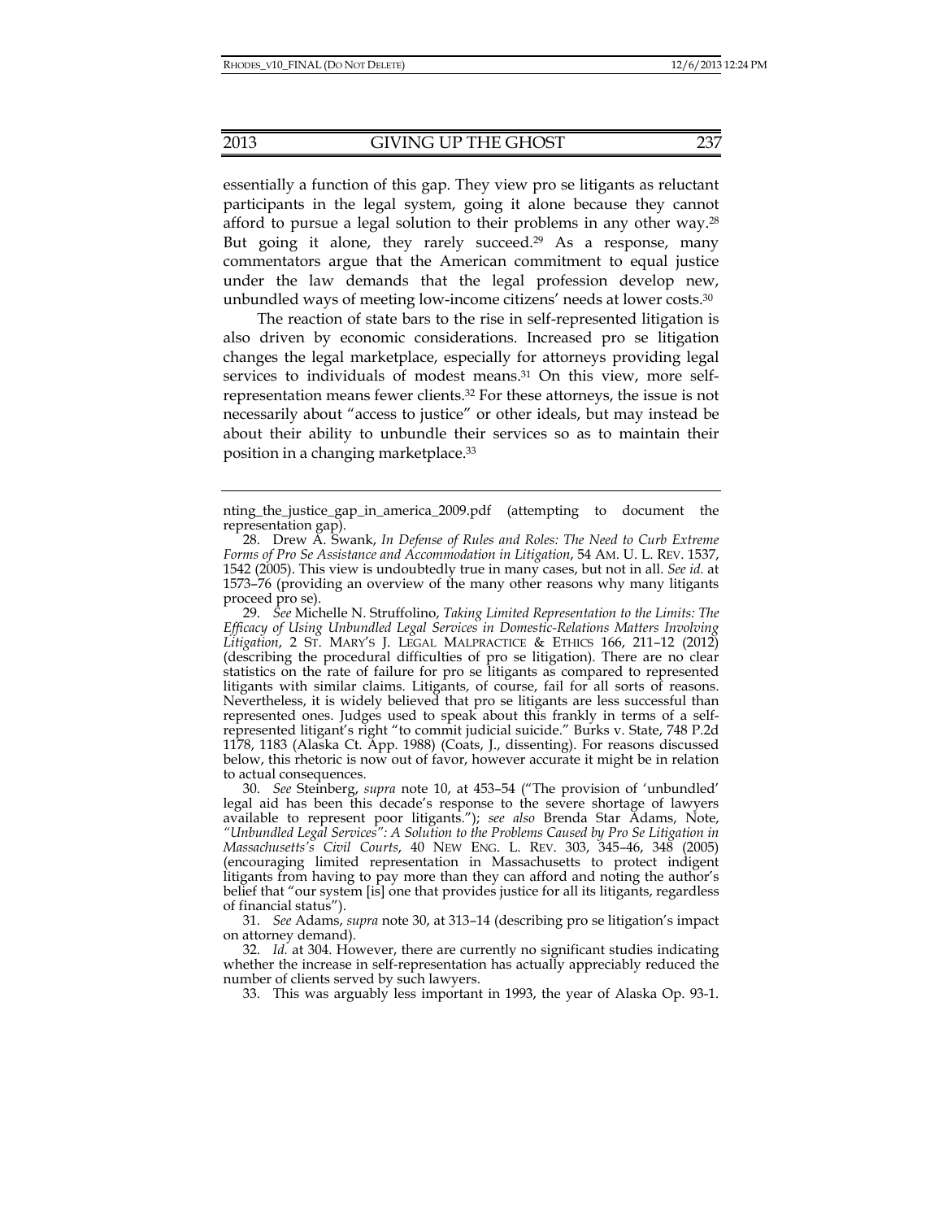essentially a function of this gap. They view pro se litigants as reluctant participants in the legal system, going it alone because they cannot afford to pursue a legal solution to their problems in any other way.[28] But going it alone, they rarely succeed.[29] As a response, many commentators argue that the American commitment to equal justice under the law demands that the legal profession develop new, unbundled ways of meeting low-income citizens' needs at lower costs.[30]

The reaction of state bars to the rise in self-represented litigation is also driven by economic considerations. Increased pro se litigation changes the legal marketplace, especially for attorneys providing legal services to individuals of modest means.[31] On this view, more self-representation means fewer clients.[32] For these attorneys, the issue is not necessarily about "access to justice" or other ideals, but may instead be about their ability to unbundle their services so as to maintain their position in a changing marketplace.[33]

---

nting_the_justice_gap_in_america_2009.pdf (attempting to document the representation gap).

28. Drew A. Swank, *In Defense of Rules and Roles: The Need to Curb Extreme Forms of Pro Se Assistance and Accommodation in Litigation*, 54 AM. U. L. REV. 1537, 1542 (2005). This view is undoubtedly true in many cases, but not in all. *See id.* at 1573–76 (providing an overview of the many other reasons why many litigants proceed pro se).

29. *See* Michelle N. Struffolino, *Taking Limited Representation to the Limits: The Efficacy of Using Unbundled Legal Services in Domestic-Relations Matters Involving Litigation*, 2 ST. MARY'S J. LEGAL MALPRACTICE & ETHICS 166, 211–12 (2012) (describing the procedural difficulties of pro se litigation). There are no clear statistics on the rate of failure for pro se litigants as compared to represented litigants with similar claims. Litigants, of course, fail for all sorts of reasons. Nevertheless, it is widely believed that pro se litigants are less successful than represented ones. Judges used to speak about this frankly in terms of a self-represented litigant's right "to commit judicial suicide." Burks v. State, 748 P.2d 1178, 1183 (Alaska Ct. App. 1988) (Coats, J., dissenting). For reasons discussed below, this rhetoric is now out of favor, however accurate it might be in relation to actual consequences.

30. *See* Steinberg, *supra* note 10, at 453–54 ("The provision of 'unbundled' legal aid has been this decade's response to the severe shortage of lawyers available to represent poor litigants."); *see also* Brenda Star Adams, Note, *"Unbundled Legal Services": A Solution to the Problems Caused by Pro Se Litigation in Massachusetts's Civil Courts*, 40 NEW ENG. L. REV. 303, 345–46, 348 (2005) (encouraging limited representation in Massachusetts to protect indigent litigants from having to pay more than they can afford and noting the author's belief that "our system [is] one that provides justice for all its litigants, regardless of financial status").

31. *See* Adams, *supra* note 30, at 313–14 (describing pro se litigation's impact on attorney demand).

32. *Id.* at 304. However, there are currently no significant studies indicating whether the increase in self-representation has actually appreciably reduced the number of clients served by such lawyers.

33. This was arguably less important in 1993, the year of Alaska Op. 93-1.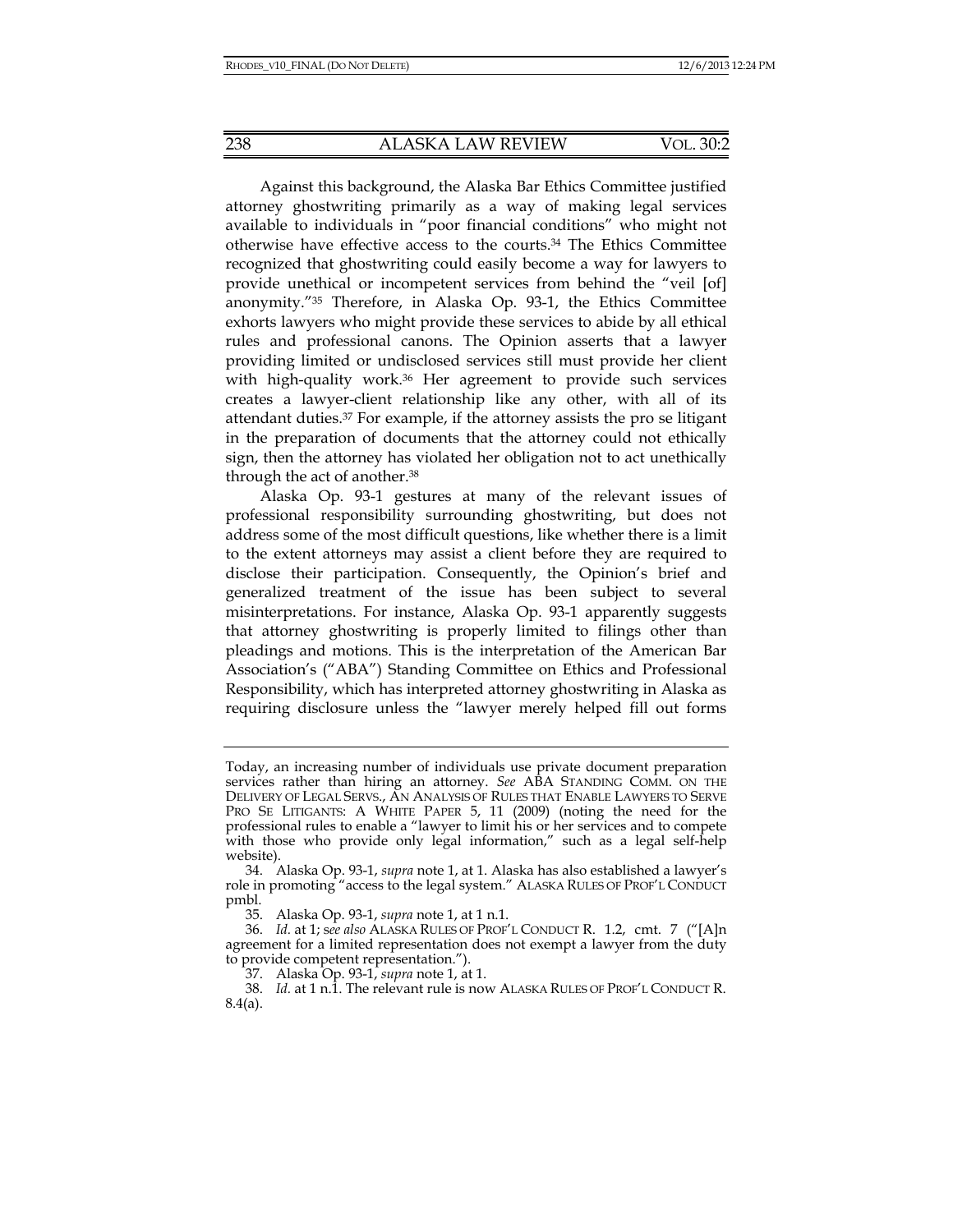Against this background, the Alaska Bar Ethics Committee justified attorney ghostwriting primarily as a way of making legal services available to individuals in "poor financial conditions" who might not otherwise have effective access to the courts.[34] The Ethics Committee recognized that ghostwriting could easily become a way for lawyers to provide unethical or incompetent services from behind the "veil [of] anonymity."[35] Therefore, in Alaska Op. 93-1, the Ethics Committee exhorts lawyers who might provide these services to abide by all ethical rules and professional canons. The Opinion asserts that a lawyer providing limited or undisclosed services still must provide her client with high-quality work.[36] Her agreement to provide such services creates a lawyer-client relationship like any other, with all of its attendant duties.[37] For example, if the attorney assists the pro se litigant in the preparation of documents that the attorney could not ethically sign, then the attorney has violated her obligation not to act unethically through the act of another.[38]

Alaska Op. 93-1 gestures at many of the relevant issues of professional responsibility surrounding ghostwriting, but does not address some of the most difficult questions, like whether there is a limit to the extent attorneys may assist a client before they are required to disclose their participation. Consequently, the Opinion's brief and generalized treatment of the issue has been subject to several misinterpretations. For instance, Alaska Op. 93-1 apparently suggests that attorney ghostwriting is properly limited to filings other than pleadings and motions. This is the interpretation of the American Bar Association's ("ABA") Standing Committee on Ethics and Professional Responsibility, which has interpreted attorney ghostwriting in Alaska as requiring disclosure unless the "lawyer merely helped fill out forms

---

Today, an increasing number of individuals use private document preparation services rather than hiring an attorney. *See* ABA STANDING COMM. ON THE DELIVERY OF LEGAL SERVS., AN ANALYSIS OF RULES THAT ENABLE LAWYERS TO SERVE PRO SE LITIGANTS: A WHITE PAPER 5, 11 (2009) (noting the need for the professional rules to enable a "lawyer to limit his or her services and to compete with those who provide only legal information," such as a legal self-help website).

34. Alaska Op. 93-1, *supra* note 1, at 1. Alaska has also established a lawyer's role in promoting "access to the legal system." ALASKA RULES OF PROF'L CONDUCT pmbl.

35. Alaska Op. 93-1, *supra* note 1, at 1 n.1.

36. *Id.* at 1; *see also* ALASKA RULES OF PROF'L CONDUCT R. 1.2, cmt. 7 ("[A]n agreement for a limited representation does not exempt a lawyer from the duty to provide competent representation.").

37. Alaska Op. 93-1, *supra* note 1, at 1.

38. *Id.* at 1 n.1. The relevant rule is now ALASKA RULES OF PROF'L CONDUCT R. 8.4(a).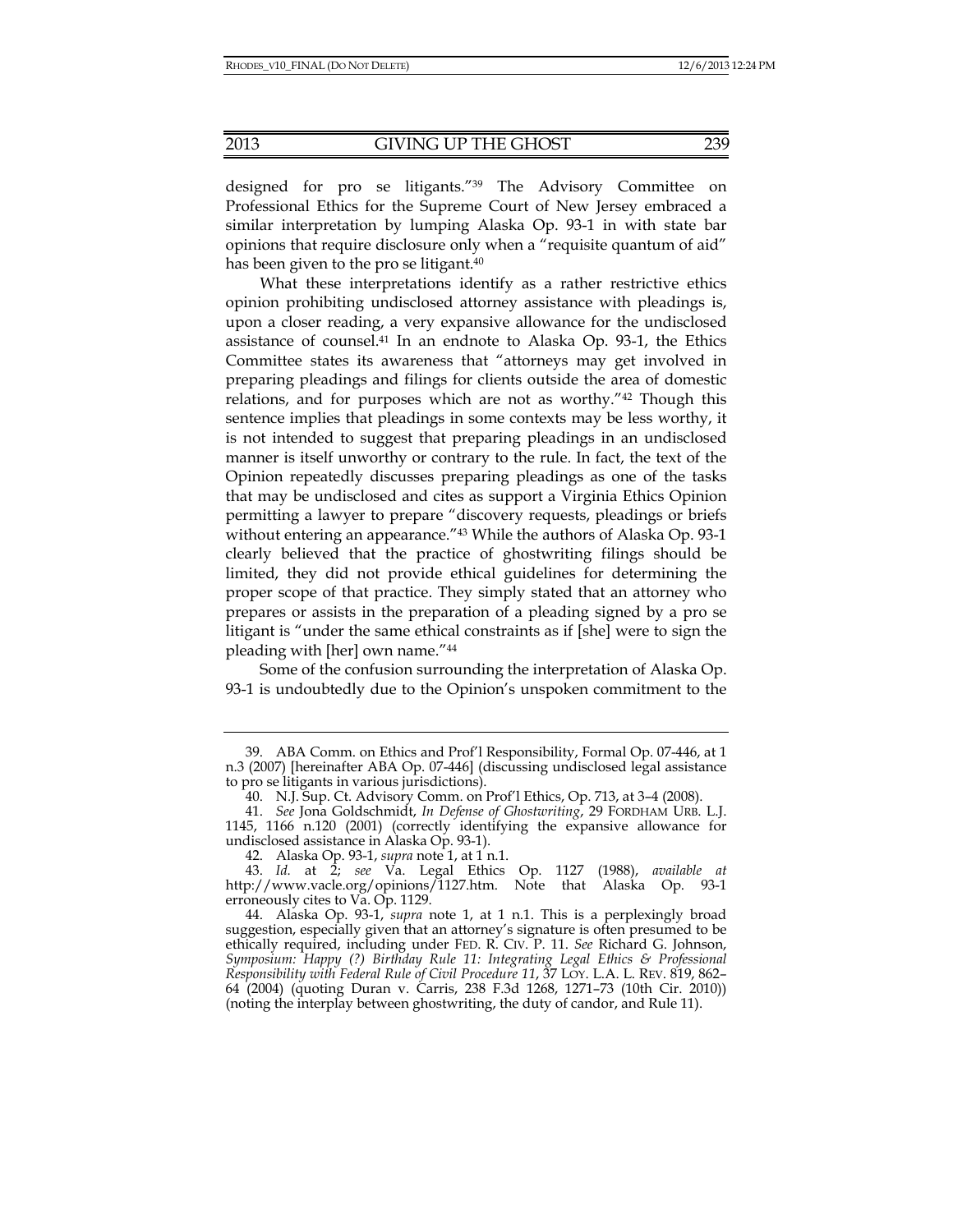designed for pro se litigants."[39] The Advisory Committee on Professional Ethics for the Supreme Court of New Jersey embraced a similar interpretation by lumping Alaska Op. 93-1 in with state bar opinions that require disclosure only when a "requisite quantum of aid" has been given to the pro se litigant.[40]

What these interpretations identify as a rather restrictive ethics opinion prohibiting undisclosed attorney assistance with pleadings is, upon a closer reading, a very expansive allowance for the undisclosed assistance of counsel.[41] In an endnote to Alaska Op. 93-1, the Ethics Committee states its awareness that "attorneys may get involved in preparing pleadings and filings for clients outside the area of domestic relations, and for purposes which are not as worthy."[42] Though this sentence implies that pleadings in some contexts may be less worthy, it is not intended to suggest that preparing pleadings in an undisclosed manner is itself unworthy or contrary to the rule. In fact, the text of the Opinion repeatedly discusses preparing pleadings as one of the tasks that may be undisclosed and cites as support a Virginia Ethics Opinion permitting a lawyer to prepare "discovery requests, pleadings or briefs without entering an appearance."[43] While the authors of Alaska Op. 93-1 clearly believed that the practice of ghostwriting filings should be limited, they did not provide ethical guidelines for determining the proper scope of that practice. They simply stated that an attorney who prepares or assists in the preparation of a pleading signed by a pro se litigant is "under the same ethical constraints as if [she] were to sign the pleading with [her] own name."[44]

Some of the confusion surrounding the interpretation of Alaska Op. 93-1 is undoubtedly due to the Opinion's unspoken commitment to the

---

39. ABA Comm. on Ethics and Prof'l Responsibility, Formal Op. 07-446, at 1 n.3 (2007) [hereinafter ABA Op. 07-446] (discussing undisclosed legal assistance to pro se litigants in various jurisdictions).

40. N.J. Sup. Ct. Advisory Comm. on Prof'l Ethics, Op. 713, at 3–4 (2008).

41. *See* Jona Goldschmidt, *In Defense of Ghostwriting*, 29 FORDHAM URB. L.J. 1145, 1166 n.120 (2001) (correctly identifying the expansive allowance for undisclosed assistance in Alaska Op. 93-1).

42. Alaska Op. 93-1, *supra* note 1, at 1 n.1.

43. *Id.* at 2; *see* Va. Legal Ethics Op. 1127 (1988), *available at* http://www.vacle.org/opinions/1127.htm. Note that Alaska Op. 93-1 erroneously cites to Va. Op. 1129.

44. Alaska Op. 93-1, *supra* note 1, at 1 n.1. This is a perplexingly broad suggestion, especially given that an attorney's signature is often presumed to be ethically required, including under FED. R. CIV. P. 11. *See* Richard G. Johnson, *Symposium: Happy (?) Birthday Rule 11: Integrating Legal Ethics & Professional Responsibility with Federal Rule of Civil Procedure 11*, 37 LOY. L.A. L. REV. 819, 862–64 (2004) (quoting Duran v. Carris, 238 F.3d 1268, 1271–73 (10th Cir. 2010)) (noting the interplay between ghostwriting, the duty of candor, and Rule 11).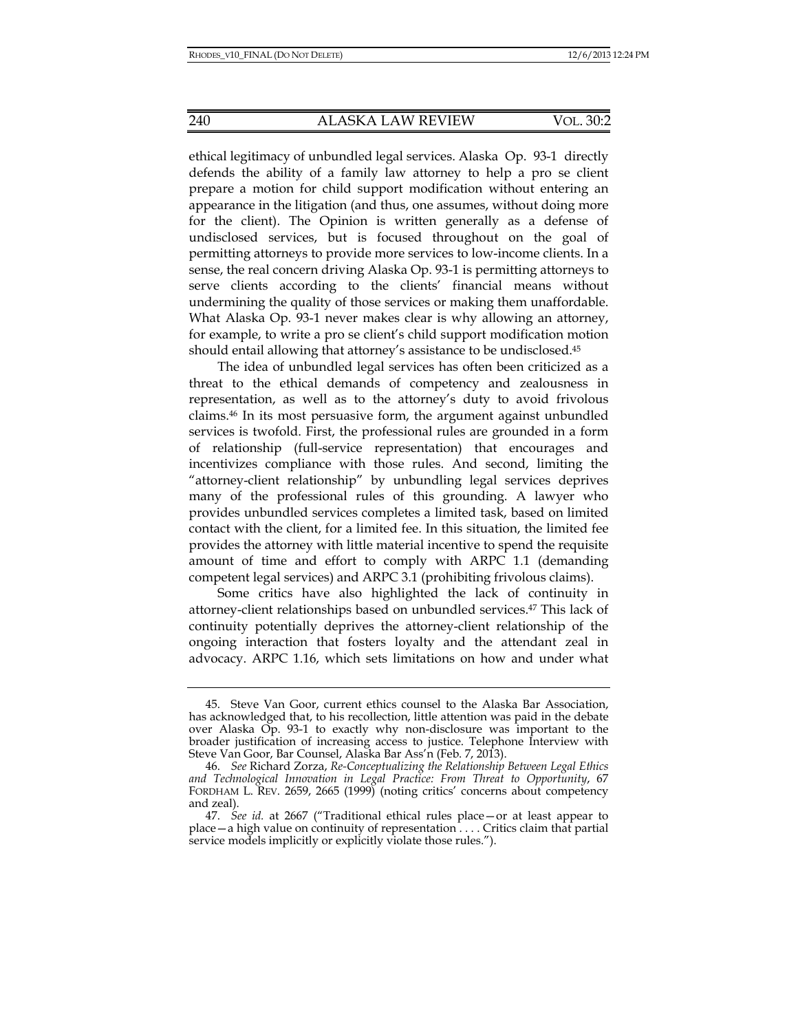ethical legitimacy of unbundled legal services. Alaska Op. 93-1 directly defends the ability of a family law attorney to help a pro se client prepare a motion for child support modification without entering an appearance in the litigation (and thus, one assumes, without doing more for the client). The Opinion is written generally as a defense of undisclosed services, but is focused throughout on the goal of permitting attorneys to provide more services to low-income clients. In a sense, the real concern driving Alaska Op. 93-1 is permitting attorneys to serve clients according to the clients' financial means without undermining the quality of those services or making them unaffordable. What Alaska Op. 93-1 never makes clear is why allowing an attorney, for example, to write a pro se client's child support modification motion should entail allowing that attorney's assistance to be undisclosed.[45]

The idea of unbundled legal services has often been criticized as a threat to the ethical demands of competency and zealousness in representation, as well as to the attorney's duty to avoid frivolous claims.[46] In its most persuasive form, the argument against unbundled services is twofold. First, the professional rules are grounded in a form of relationship (full-service representation) that encourages and incentivizes compliance with those rules. And second, limiting the "attorney-client relationship" by unbundling legal services deprives many of the professional rules of this grounding. A lawyer who provides unbundled services completes a limited task, based on limited contact with the client, for a limited fee. In this situation, the limited fee provides the attorney with little material incentive to spend the requisite amount of time and effort to comply with ARPC 1.1 (demanding competent legal services) and ARPC 3.1 (prohibiting frivolous claims).

Some critics have also highlighted the lack of continuity in attorney-client relationships based on unbundled services.[47] This lack of continuity potentially deprives the attorney-client relationship of the ongoing interaction that fosters loyalty and the attendant zeal in advocacy. ARPC 1.16, which sets limitations on how and under what

---

45. Steve Van Goor, current ethics counsel to the Alaska Bar Association, has acknowledged that, to his recollection, little attention was paid in the debate over Alaska Op. 93-1 to exactly why non-disclosure was important to the broader justification of increasing access to justice. Telephone Interview with Steve Van Goor, Bar Counsel, Alaska Bar Ass'n (Feb. 7, 2013).

46. *See* Richard Zorza, *Re-Conceptualizing the Relationship Between Legal Ethics and Technological Innovation in Legal Practice: From Threat to Opportunity*, 67 FORDHAM L. REV. 2659, 2665 (1999) (noting critics' concerns about competency and zeal).

47. *See id.* at 2667 ("Traditional ethical rules place—or at least appear to place—a high value on continuity of representation . . . . Critics claim that partial service models implicitly or explicitly violate those rules.").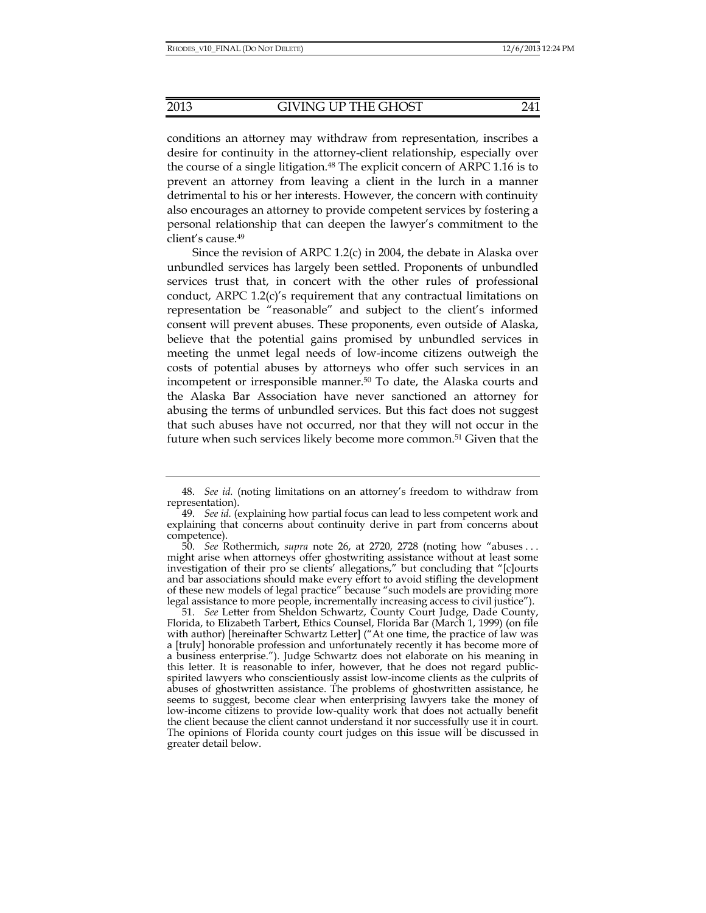conditions an attorney may withdraw from representation, inscribes a desire for continuity in the attorney-client relationship, especially over the course of a single litigation.[48] The explicit concern of ARPC 1.16 is to prevent an attorney from leaving a client in the lurch in a manner detrimental to his or her interests. However, the concern with continuity also encourages an attorney to provide competent services by fostering a personal relationship that can deepen the lawyer's commitment to the client's cause.[49]

Since the revision of ARPC 1.2(c) in 2004, the debate in Alaska over unbundled services has largely been settled. Proponents of unbundled services trust that, in concert with the other rules of professional conduct, ARPC 1.2(c)'s requirement that any contractual limitations on representation be "reasonable" and subject to the client's informed consent will prevent abuses. These proponents, even outside of Alaska, believe that the potential gains promised by unbundled services in meeting the unmet legal needs of low-income citizens outweigh the costs of potential abuses by attorneys who offer such services in an incompetent or irresponsible manner.[50] To date, the Alaska courts and the Alaska Bar Association have never sanctioned an attorney for abusing the terms of unbundled services. But this fact does not suggest that such abuses have not occurred, nor that they will not occur in the future when such services likely become more common.[51] Given that the

---

48. *See id.* (noting limitations on an attorney's freedom to withdraw from representation).

49. *See id.* (explaining how partial focus can lead to less competent work and explaining that concerns about continuity derive in part from concerns about competence).

50. *See* Rothermich, *supra* note 26, at 2720, 2728 (noting how "abuses . . . might arise when attorneys offer ghostwriting assistance without at least some investigation of their pro se clients' allegations," but concluding that "[c]ourts and bar associations should make every effort to avoid stifling the development of these new models of legal practice" because "such models are providing more legal assistance to more people, incrementally increasing access to civil justice").

51. *See* Letter from Sheldon Schwartz, County Court Judge, Dade County, Florida, to Elizabeth Tarbert, Ethics Counsel, Florida Bar (March 1, 1999) (on file with author) [hereinafter Schwartz Letter] ("At one time, the practice of law was a [truly] honorable profession and unfortunately recently it has become more of a business enterprise."). Judge Schwartz does not elaborate on his meaning in this letter. It is reasonable to infer, however, that he does not regard public-spirited lawyers who conscientiously assist low-income clients as the culprits of abuses of ghostwritten assistance. The problems of ghostwritten assistance, he seems to suggest, become clear when enterprising lawyers take the money of low-income citizens to provide low-quality work that does not actually benefit the client because the client cannot understand it nor successfully use it in court. The opinions of Florida county court judges on this issue will be discussed in greater detail below.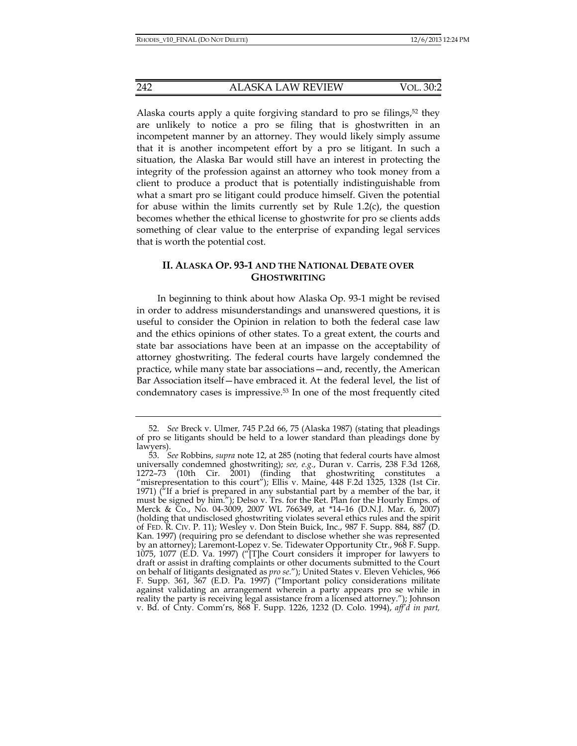Alaska courts apply a quite forgiving standard to pro se filings,[52] they are unlikely to notice a pro se filing that is ghostwritten in an incompetent manner by an attorney. They would likely simply assume that it is another incompetent effort by a pro se litigant. In such a situation, the Alaska Bar would still have an interest in protecting the integrity of the profession against an attorney who took money from a client to produce a product that is potentially indistinguishable from what a smart pro se litigant could produce himself. Given the potential for abuse within the limits currently set by Rule 1.2(c), the question becomes whether the ethical license to ghostwrite for pro se clients adds something of clear value to the enterprise of expanding legal services that is worth the potential cost.

## II. ALASKA OP. 93-1 AND THE NATIONAL DEBATE OVER GHOSTWRITING

In beginning to think about how Alaska Op. 93-1 might be revised in order to address misunderstandings and unanswered questions, it is useful to consider the Opinion in relation to both the federal case law and the ethics opinions of other states. To a great extent, the courts and state bar associations have been at an impasse on the acceptability of attorney ghostwriting. The federal courts have largely condemned the practice, while many state bar associations—and, recently, the American Bar Association itself—have embraced it. At the federal level, the list of condemnatory cases is impressive.[53] In one of the most frequently cited

---

52. *See* Breck v. Ulmer*,* 745 P.2d 66, 75 (Alaska 1987) (stating that pleadings of pro se litigants should be held to a lower standard than pleadings done by lawyers).

53. *See* Robbins, *supra* note 12, at 285 (noting that federal courts have almost universally condemned ghostwriting); *see, e.g.*, Duran v. Carris, 238 F.3d 1268, 1272–73 (10th Cir. 2001) (finding that ghostwriting constitutes a "misrepresentation to this court"); Ellis v. Maine, 448 F.2d 1325, 1328 (1st Cir. 1971) ("If a brief is prepared in any substantial part by a member of the bar, it must be signed by him."); Delso v. Trs. for the Ret. Plan for the Hourly Emps. of Merck & Co., No. 04-3009, 2007 WL 766349, at *14–16 (D.N.J. Mar. 6, 2007) (holding that undisclosed ghostwriting violates several ethics rules and the spirit of FED. R. CIV. P. 11); Wesley v. Don Stein Buick, Inc., 987 F. Supp. 884, 887 (D. Kan. 1997) (requiring pro se defendant to disclose whether she was represented by an attorney); Laremont-Lopez v. Se. Tidewater Opportunity Ctr., 968 F. Supp. 1075, 1077 (E.D. Va. 1997) ("[T]he Court considers it improper for lawyers to draft or assist in drafting complaints or other documents submitted to the Court on behalf of litigants designated as *pro se*."); United States v. Eleven Vehicles, 966 F. Supp. 361, 367 (E.D. Pa. 1997) ("Important policy considerations militate against validating an arrangement wherein a party appears pro se while in reality the party is receiving legal assistance from a licensed attorney."); Johnson v. Bd. of Cnty. Comm'rs, 868 F. Supp. 1226, 1232 (D. Colo. 1994), *aff'd in part,*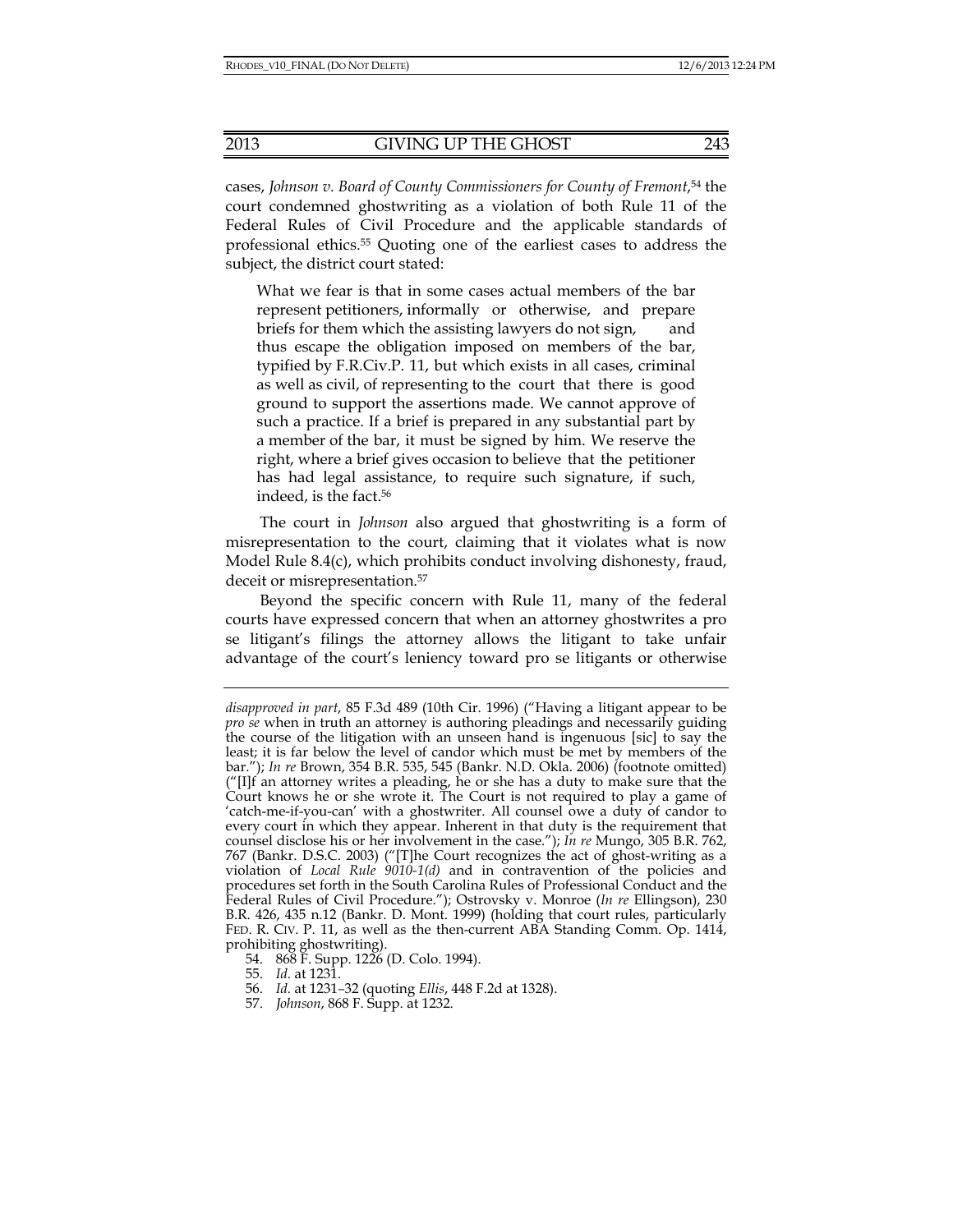cases, *Johnson v. Board of County Commissioners for County of Fremont*,[54] the court condemned ghostwriting as a violation of both Rule 11 of the Federal Rules of Civil Procedure and the applicable standards of professional ethics.[55] Quoting one of the earliest cases to address the subject, the district court stated:

> What we fear is that in some cases actual members of the bar represent petitioners, informally or otherwise, and prepare briefs for them which the assisting lawyers do not sign, and thus escape the obligation imposed on members of the bar, typified by F.R.Civ.P. 11, but which exists in all cases, criminal as well as civil, of representing to the court that there is good ground to support the assertions made. We cannot approve of such a practice. If a brief is prepared in any substantial part by a member of the bar, it must be signed by him. We reserve the right, where a brief gives occasion to believe that the petitioner has had legal assistance, to require such signature, if such, indeed, is the fact.[56]

The court in *Johnson* also argued that ghostwriting is a form of misrepresentation to the court, claiming that it violates what is now Model Rule 8.4(c), which prohibits conduct involving dishonesty, fraud, deceit or misrepresentation.[57]

Beyond the specific concern with Rule 11, many of the federal courts have expressed concern that when an attorney ghostwrites a pro se litigant's filings the attorney allows the litigant to take unfair advantage of the court's leniency toward pro se litigants or otherwise

---

*disapproved in part*, 85 F.3d 489 (10th Cir. 1996) ("Having a litigant appear to be *pro se* when in truth an attorney is authoring pleadings and necessarily guiding the course of the litigation with an unseen hand is ingenuous [sic] to say the least; it is far below the level of candor which must be met by members of the bar."); *In re* Brown, 354 B.R. 535, 545 (Bankr. N.D. Okla. 2006) (footnote omitted) ("[I]f an attorney writes a pleading, he or she has a duty to make sure that the Court knows he or she wrote it. The Court is not required to play a game of 'catch-me-if-you-can' with a ghostwriter. All counsel owe a duty of candor to every court in which they appear. Inherent in that duty is the requirement that counsel disclose his or her involvement in the case."); *In re* Mungo, 305 B.R. 762, 767 (Bankr. D.S.C. 2003) ("[T]he Court recognizes the act of ghost-writing as a violation of *Local Rule 9010-1(d)* and in contravention of the policies and procedures set forth in the South Carolina Rules of Professional Conduct and the Federal Rules of Civil Procedure."); Ostrovsky v. Monroe (*In re* Ellingson), 230 B.R. 426, 435 n.12 (Bankr. D. Mont. 1999) (holding that court rules, particularly FED. R. CIV. P. 11, as well as the then-current ABA Standing Comm. Op. 1414, prohibiting ghostwriting).

54. 868 F. Supp. 1226 (D. Colo. 1994).

55. *Id.* at 1231.

56. *Id.* at 1231–32 (quoting *Ellis*, 448 F.2d at 1328).

57. *Johnson*, 868 F. Supp. at 1232.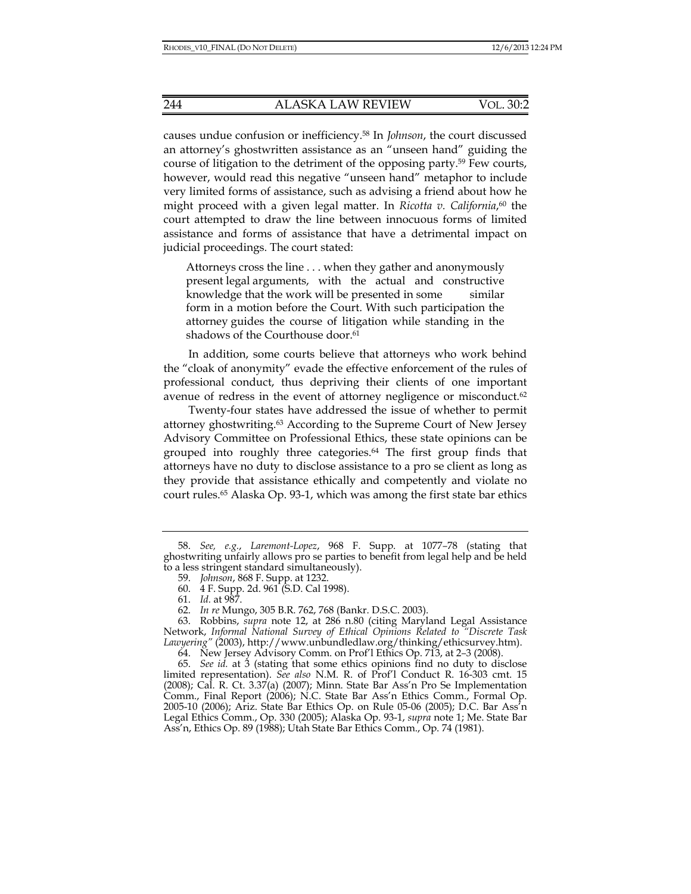causes undue confusion or inefficiency.[58] In *Johnson*, the court discussed an attorney's ghostwritten assistance as an "unseen hand" guiding the course of litigation to the detriment of the opposing party.[59] Few courts, however, would read this negative "unseen hand" metaphor to include very limited forms of assistance, such as advising a friend about how he might proceed with a given legal matter. In *Ricotta v. California*,[60] the court attempted to draw the line between innocuous forms of limited assistance and forms of assistance that have a detrimental impact on judicial proceedings. The court stated:

> Attorneys cross the line . . . when they gather and anonymously present legal arguments, with the actual and constructive knowledge that the work will be presented in some similar form in a motion before the Court. With such participation the attorney guides the course of litigation while standing in the shadows of the Courthouse door.[61]

In addition, some courts believe that attorneys who work behind the "cloak of anonymity" evade the effective enforcement of the rules of professional conduct, thus depriving their clients of one important avenue of redress in the event of attorney negligence or misconduct.[62]

Twenty-four states have addressed the issue of whether to permit attorney ghostwriting.[63] According to the Supreme Court of New Jersey Advisory Committee on Professional Ethics, these state opinions can be grouped into roughly three categories.[64] The first group finds that attorneys have no duty to disclose assistance to a pro se client as long as they provide that assistance ethically and competently and violate no court rules.[65] Alaska Op. 93-1, which was among the first state bar ethics

---

58. *See, e.g.*, *Laremont-Lopez*, 968 F. Supp. at 1077–78 (stating that ghostwriting unfairly allows pro se parties to benefit from legal help and be held to a less stringent standard simultaneously).

59. *Johnson*, 868 F. Supp. at 1232.

60. 4 F. Supp. 2d. 961 (S.D. Cal 1998).

61. *Id.* at 987.

62. *In re* Mungo, 305 B.R. 762, 768 (Bankr. D.S.C. 2003).

63. Robbins, *supra* note 12, at 286 n.80 (citing Maryland Legal Assistance Network, *Informal National Survey of Ethical Opinions Related to "Discrete Task Lawyering"* (2003), http://www.unbundledlaw.org/thinking/ethicsurvey.htm).

64. New Jersey Advisory Comm. on Prof'l Ethics Op. 713, at 2–3 (2008).

65. *See id.* at 3 (stating that some ethics opinions find no duty to disclose limited representation). *See also* N.M. R. of Prof'l Conduct R. 16-303 cmt. 15 (2008); Cal. R. Ct. 3.37(a) (2007); Minn. State Bar Ass'n Pro Se Implementation Comm., Final Report (2006); N.C. State Bar Ass'n Ethics Comm., Formal Op. 2005-10 (2006); Ariz. State Bar Ethics Op. on Rule 05-06 (2005); D.C. Bar Ass'n Legal Ethics Comm., Op. 330 (2005); Alaska Op. 93-1, *supra* note 1; Me. State Bar Ass'n, Ethics Op. 89 (1988); Utah State Bar Ethics Comm., Op. 74 (1981).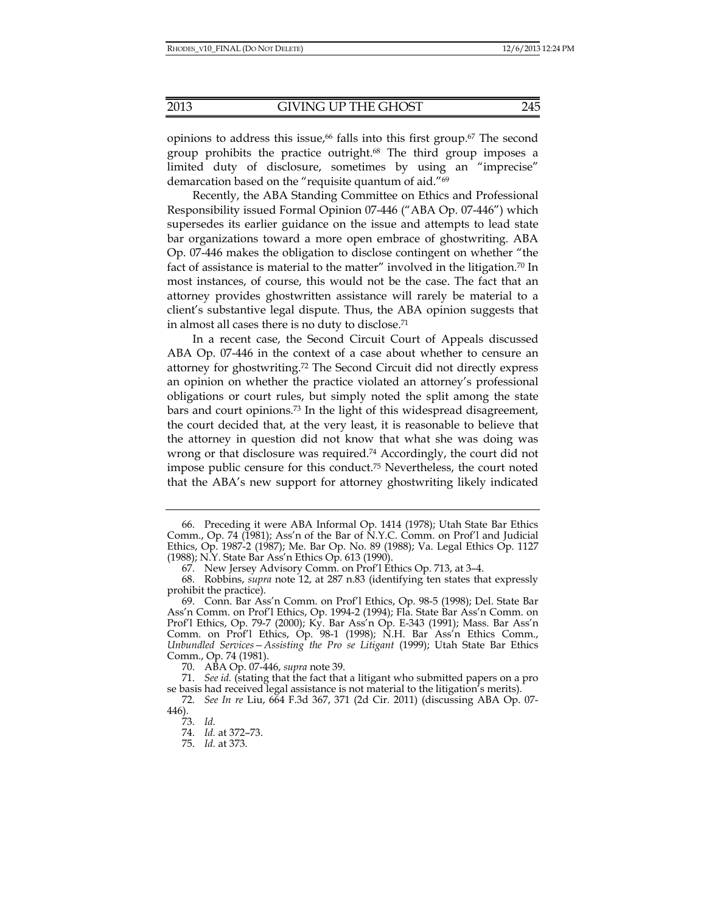opinions to address this issue,[66] falls into this first group.[67] The second group prohibits the practice outright.[68] The third group imposes a limited duty of disclosure, sometimes by using an "imprecise" demarcation based on the "requisite quantum of aid."[69]

Recently, the ABA Standing Committee on Ethics and Professional Responsibility issued Formal Opinion 07-446 ("ABA Op. 07-446") which supersedes its earlier guidance on the issue and attempts to lead state bar organizations toward a more open embrace of ghostwriting. ABA Op. 07-446 makes the obligation to disclose contingent on whether "the fact of assistance is material to the matter" involved in the litigation.[70] In most instances, of course, this would not be the case. The fact that an attorney provides ghostwritten assistance will rarely be material to a client's substantive legal dispute. Thus, the ABA opinion suggests that in almost all cases there is no duty to disclose.[71]

In a recent case, the Second Circuit Court of Appeals discussed ABA Op. 07-446 in the context of a case about whether to censure an attorney for ghostwriting.[72] The Second Circuit did not directly express an opinion on whether the practice violated an attorney's professional obligations or court rules, but simply noted the split among the state bars and court opinions.[73] In the light of this widespread disagreement, the court decided that, at the very least, it is reasonable to believe that the attorney in question did not know that what she was doing was wrong or that disclosure was required.[74] Accordingly, the court did not impose public censure for this conduct.[75] Nevertheless, the court noted that the ABA's new support for attorney ghostwriting likely indicated

---

66. Preceding it were ABA Informal Op. 1414 (1978); Utah State Bar Ethics Comm., Op. 74 (1981); Ass'n of the Bar of N.Y.C. Comm. on Prof'l and Judicial Ethics, Op. 1987-2 (1987); Me. Bar Op. No. 89 (1988); Va. Legal Ethics Op. 1127 (1988); N.Y. State Bar Ass'n Ethics Op. 613 (1990).

67. New Jersey Advisory Comm. on Prof'l Ethics Op. 713, at 3–4.

68. Robbins, *supra* note 12, at 287 n.83 (identifying ten states that expressly prohibit the practice).

69. Conn. Bar Ass'n Comm. on Prof'l Ethics, Op. 98-5 (1998); Del. State Bar Ass'n Comm. on Prof'l Ethics, Op. 1994-2 (1994); Fla. State Bar Ass'n Comm. on Prof'l Ethics, Op. 79-7 (2000); Ky. Bar Ass'n Op. E-343 (1991); Mass. Bar Ass'n Comm. on Prof'l Ethics, Op. 98-1 (1998); N.H. Bar Ass'n Ethics Comm., *Unbundled Services—Assisting the Pro se Litigant* (1999); Utah State Bar Ethics Comm., Op. 74 (1981).

70. ABA Op. 07-446, *supra* note 39.

71. *See id.* (stating that the fact that a litigant who submitted papers on a pro se basis had received legal assistance is not material to the litigation's merits).

72. *See In re* Liu, 664 F.3d 367, 371 (2d Cir. 2011) (discussing ABA Op. 07-446).

73. *Id.*

74. *Id.* at 372–73.

75. *Id.* at 373.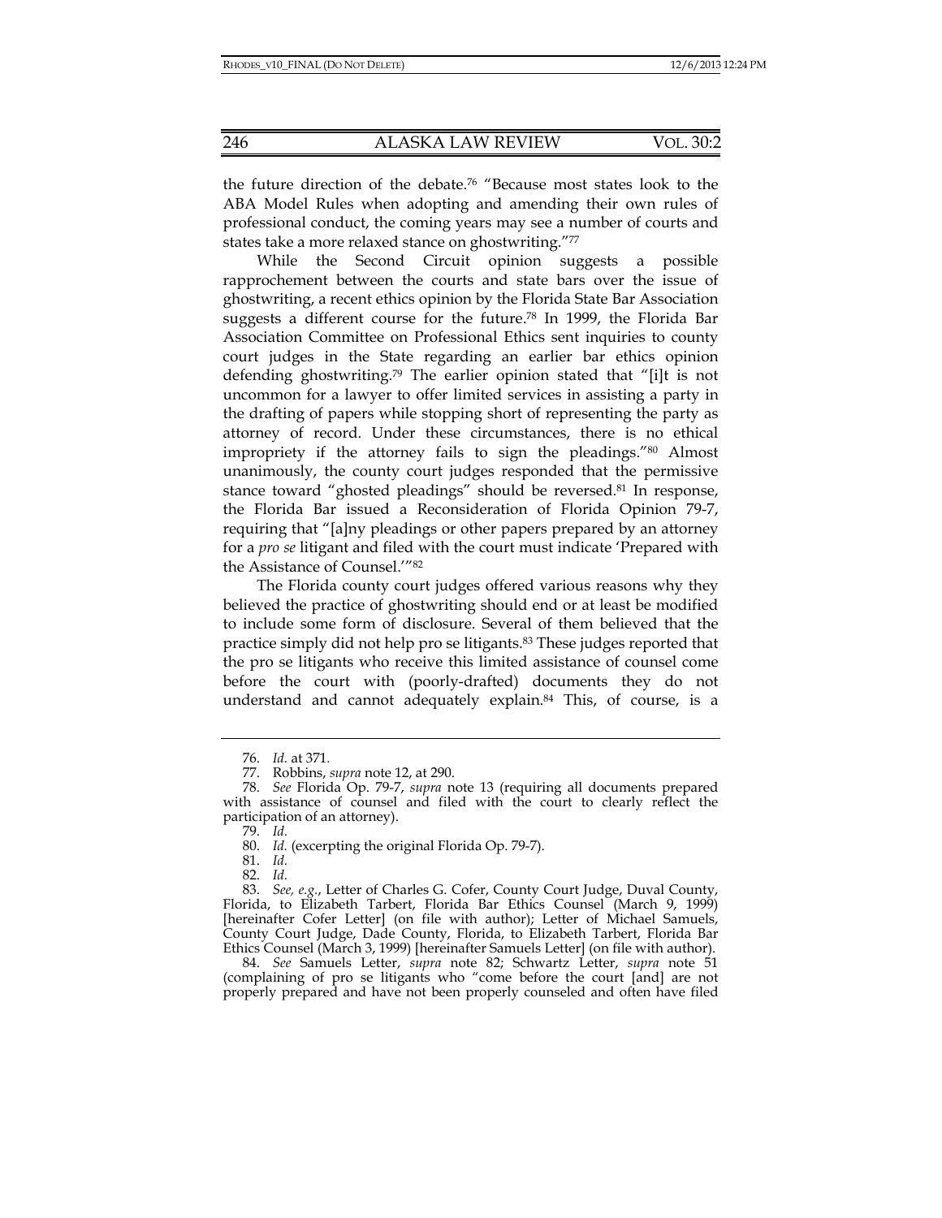the future direction of the debate.[76] "Because most states look to the ABA Model Rules when adopting and amending their own rules of professional conduct, the coming years may see a number of courts and states take a more relaxed stance on ghostwriting."[77]

While the Second Circuit opinion suggests a possible rapprochement between the courts and state bars over the issue of ghostwriting, a recent ethics opinion by the Florida State Bar Association suggests a different course for the future.[78] In 1999, the Florida Bar Association Committee on Professional Ethics sent inquiries to county court judges in the State regarding an earlier bar ethics opinion defending ghostwriting.[79] The earlier opinion stated that "[i]t is not uncommon for a lawyer to offer limited services in assisting a party in the drafting of papers while stopping short of representing the party as attorney of record. Under these circumstances, there is no ethical impropriety if the attorney fails to sign the pleadings."[80] Almost unanimously, the county court judges responded that the permissive stance toward "ghosted pleadings" should be reversed.[81] In response, the Florida Bar issued a Reconsideration of Florida Opinion 79-7, requiring that "[a]ny pleadings or other papers prepared by an attorney for a *pro se* litigant and filed with the court must indicate 'Prepared with the Assistance of Counsel.'"[82]

The Florida county court judges offered various reasons why they believed the practice of ghostwriting should end or at least be modified to include some form of disclosure. Several of them believed that the practice simply did not help pro se litigants.[83] These judges reported that the pro se litigants who receive this limited assistance of counsel come before the court with (poorly-drafted) documents they do not understand and cannot adequately explain.[84] This, of course, is a

---

76. *Id.* at 371.

77. Robbins, *supra* note 12, at 290.

78. *See* Florida Op. 79-7, *supra* note 13 (requiring all documents prepared with assistance of counsel and filed with the court to clearly reflect the participation of an attorney).

79. *Id.*

80. *Id.* (excerpting the original Florida Op. 79-7).

81. *Id.*

82. *Id.*

83. *See, e.g.*, Letter of Charles G. Cofer, County Court Judge, Duval County, Florida, to Elizabeth Tarbert, Florida Bar Ethics Counsel (March 9, 1999) [hereinafter Cofer Letter] (on file with author); Letter of Michael Samuels, County Court Judge, Dade County, Florida, to Elizabeth Tarbert, Florida Bar Ethics Counsel (March 3, 1999) [hereinafter Samuels Letter] (on file with author).

84. *See* Samuels Letter, *supra* note 82; Schwartz Letter, *supra* note 51 (complaining of pro se litigants who "come before the court [and] are not properly prepared and have not been properly counseled and often have filed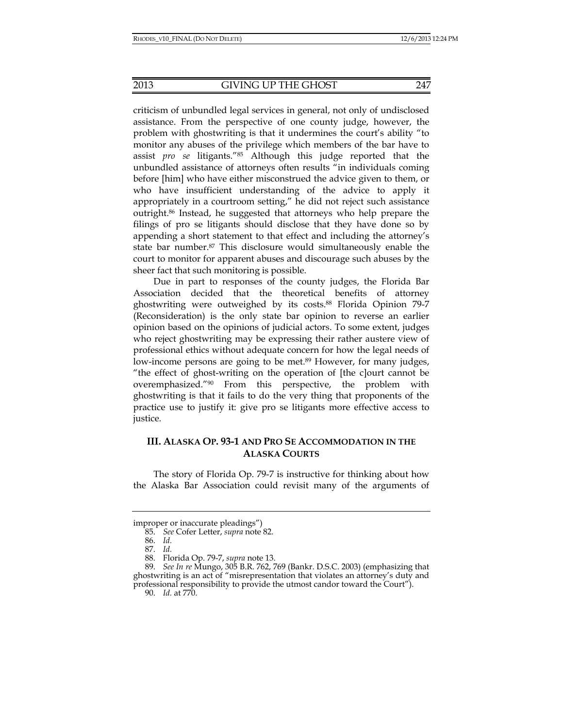criticism of unbundled legal services in general, not only of undisclosed assistance. From the perspective of one county judge, however, the problem with ghostwriting is that it undermines the court's ability "to monitor any abuses of the privilege which members of the bar have to assist *pro se* litigants."[85] Although this judge reported that the unbundled assistance of attorneys often results "in individuals coming before [him] who have either misconstrued the advice given to them, or who have insufficient understanding of the advice to apply it appropriately in a courtroom setting," he did not reject such assistance outright.[86] Instead, he suggested that attorneys who help prepare the filings of pro se litigants should disclose that they have done so by appending a short statement to that effect and including the attorney's state bar number.[87] This disclosure would simultaneously enable the court to monitor for apparent abuses and discourage such abuses by the sheer fact that such monitoring is possible.

Due in part to responses of the county judges, the Florida Bar Association decided that the theoretical benefits of attorney ghostwriting were outweighed by its costs.[88] Florida Opinion 79-7 (Reconsideration) is the only state bar opinion to reverse an earlier opinion based on the opinions of judicial actors. To some extent, judges who reject ghostwriting may be expressing their rather austere view of professional ethics without adequate concern for how the legal needs of low-income persons are going to be met.[89] However, for many judges, "the effect of ghost-writing on the operation of [the c]ourt cannot be overemphasized."[90] From this perspective, the problem with ghostwriting is that it fails to do the very thing that proponents of the practice use to justify it: give pro se litigants more effective access to justice.

## III. ALASKA OP. 93-1 AND PRO SE ACCOMMODATION IN THE ALASKA COURTS

The story of Florida Op. 79-7 is instructive for thinking about how the Alaska Bar Association could revisit many of the arguments of

---

improper or inaccurate pleadings")

85. *See* Cofer Letter, *supra* note 82.

86. *Id.*

87. *Id.*

88. Florida Op. 79-7, *supra* note 13.

89. *See In re* Mungo, 305 B.R. 762, 769 (Bankr. D.S.C. 2003) (emphasizing that ghostwriting is an act of "misrepresentation that violates an attorney's duty and professional responsibility to provide the utmost candor toward the Court").

90. *Id.* at 770.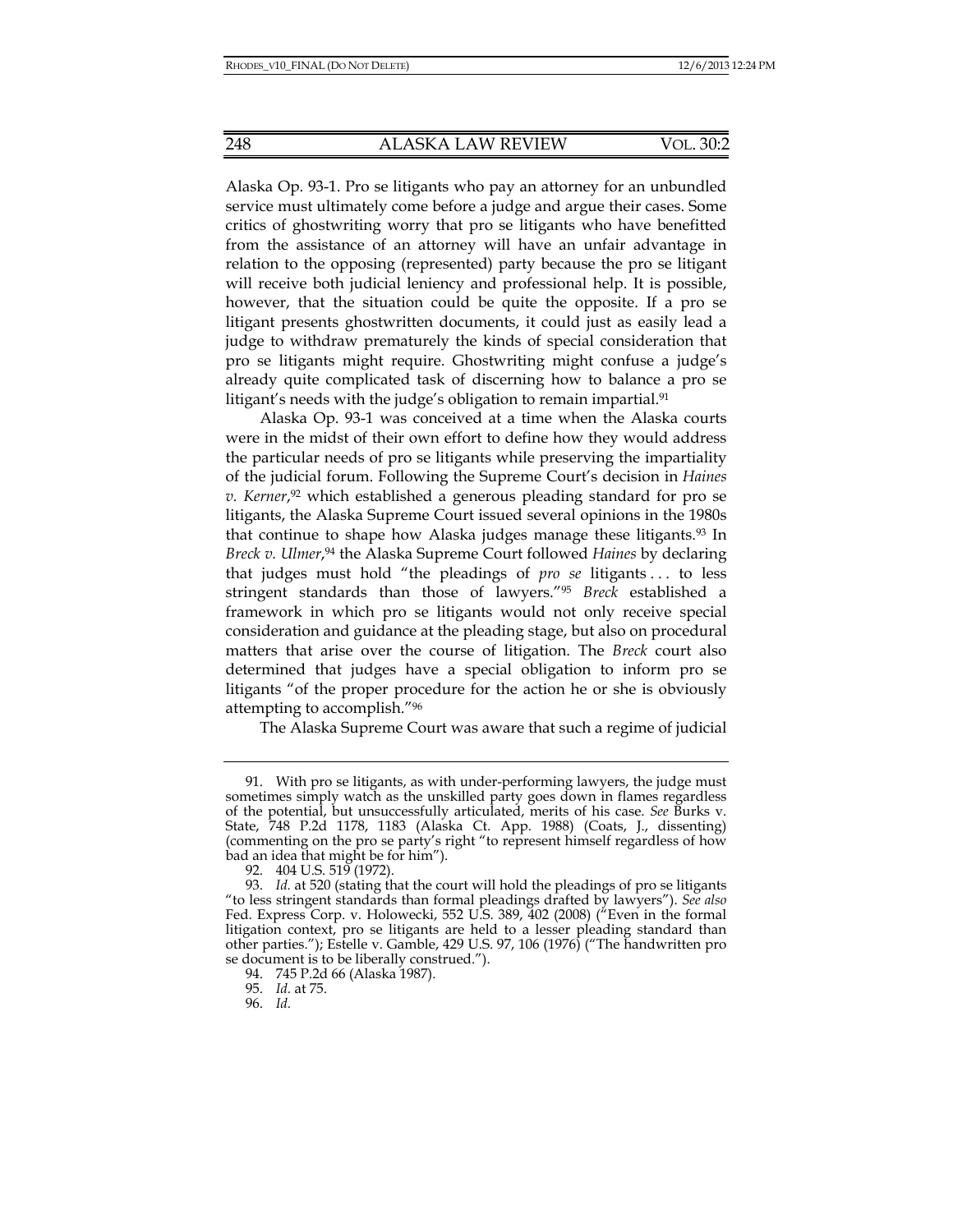Alaska Op. 93-1. Pro se litigants who pay an attorney for an unbundled service must ultimately come before a judge and argue their cases. Some critics of ghostwriting worry that pro se litigants who have benefitted from the assistance of an attorney will have an unfair advantage in relation to the opposing (represented) party because the pro se litigant will receive both judicial leniency and professional help. It is possible, however, that the situation could be quite the opposite. If a pro se litigant presents ghostwritten documents, it could just as easily lead a judge to withdraw prematurely the kinds of special consideration that pro se litigants might require. Ghostwriting might confuse a judge's already quite complicated task of discerning how to balance a pro se litigant's needs with the judge's obligation to remain impartial.[91]

Alaska Op. 93-1 was conceived at a time when the Alaska courts were in the midst of their own effort to define how they would address the particular needs of pro se litigants while preserving the impartiality of the judicial forum. Following the Supreme Court's decision in *Haines v. Kerner*,[92] which established a generous pleading standard for pro se litigants, the Alaska Supreme Court issued several opinions in the 1980s that continue to shape how Alaska judges manage these litigants.[93] In *Breck v. Ulmer*,[94] the Alaska Supreme Court followed *Haines* by declaring that judges must hold "the pleadings of *pro se* litigants . . . to less stringent standards than those of lawyers."[95] *Breck* established a framework in which pro se litigants would not only receive special consideration and guidance at the pleading stage, but also on procedural matters that arise over the course of litigation. The *Breck* court also determined that judges have a special obligation to inform pro se litigants "of the proper procedure for the action he or she is obviously attempting to accomplish."[96]

The Alaska Supreme Court was aware that such a regime of judicial

---

91. With pro se litigants, as with under-performing lawyers, the judge must sometimes simply watch as the unskilled party goes down in flames regardless of the potential, but unsuccessfully articulated, merits of his case. *See* Burks v. State, 748 P.2d 1178, 1183 (Alaska Ct. App. 1988) (Coats, J., dissenting) (commenting on the pro se party's right "to represent himself regardless of how bad an idea that might be for him").

92. 404 U.S. 519 (1972).

93. *Id.* at 520 (stating that the court will hold the pleadings of pro se litigants "to less stringent standards than formal pleadings drafted by lawyers"). *See also* Fed. Express Corp. v. Holowecki, 552 U.S. 389, 402 (2008) ("Even in the formal litigation context, pro se litigants are held to a lesser pleading standard than other parties."); Estelle v. Gamble, 429 U.S. 97, 106 (1976) ("The handwritten pro se document is to be liberally construed.").

94. 745 P.2d 66 (Alaska 1987).

95. *Id.* at 75.

96. *Id.*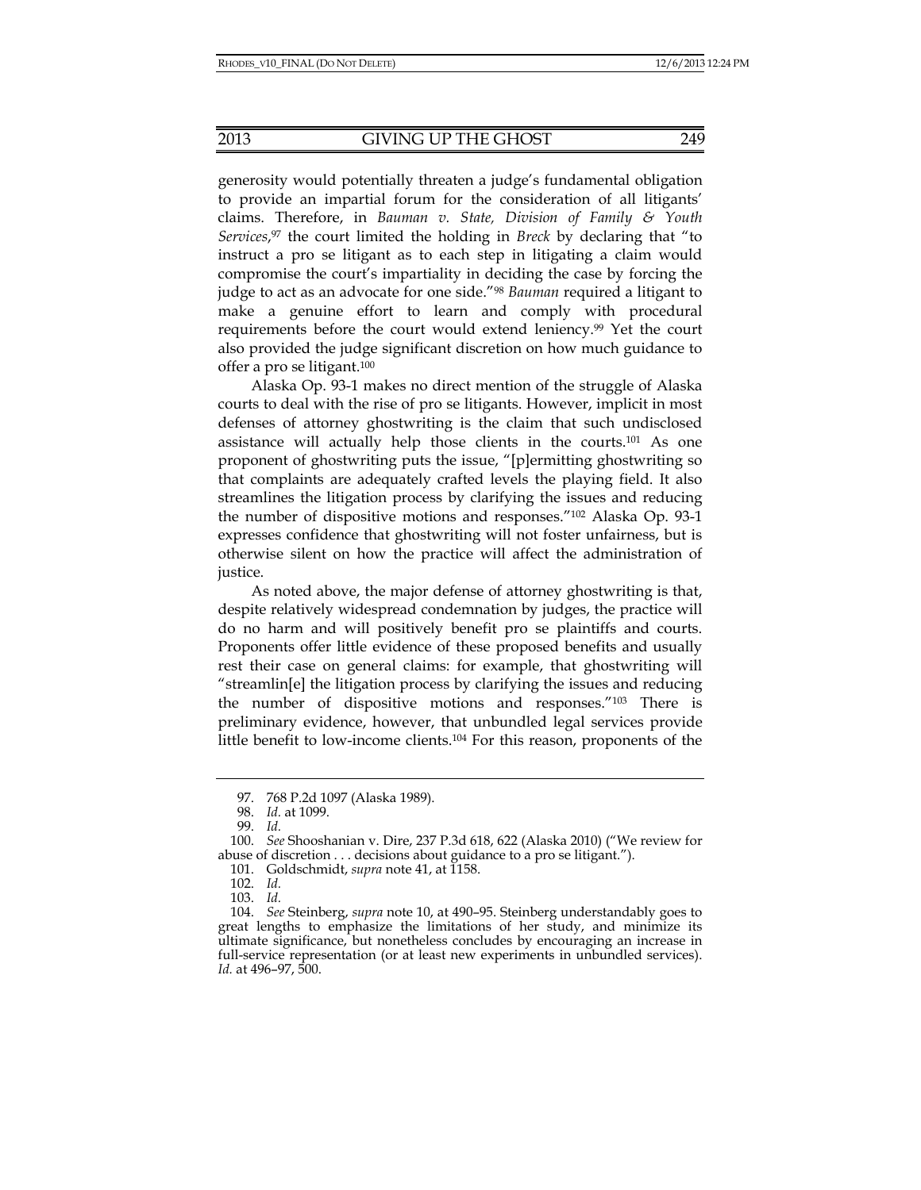generosity would potentially threaten a judge's fundamental obligation to provide an impartial forum for the consideration of all litigants' claims. Therefore, in *Bauman v. State, Division of Family & Youth Services*,[97] the court limited the holding in *Breck* by declaring that "to instruct a pro se litigant as to each step in litigating a claim would compromise the court's impartiality in deciding the case by forcing the judge to act as an advocate for one side."[98] *Bauman* required a litigant to make a genuine effort to learn and comply with procedural requirements before the court would extend leniency.[99] Yet the court also provided the judge significant discretion on how much guidance to offer a pro se litigant.[100]

Alaska Op. 93-1 makes no direct mention of the struggle of Alaska courts to deal with the rise of pro se litigants. However, implicit in most defenses of attorney ghostwriting is the claim that such undisclosed assistance will actually help those clients in the courts.[101] As one proponent of ghostwriting puts the issue, "[p]ermitting ghostwriting so that complaints are adequately crafted levels the playing field. It also streamlines the litigation process by clarifying the issues and reducing the number of dispositive motions and responses."[102] Alaska Op. 93-1 expresses confidence that ghostwriting will not foster unfairness, but is otherwise silent on how the practice will affect the administration of justice.

As noted above, the major defense of attorney ghostwriting is that, despite relatively widespread condemnation by judges, the practice will do no harm and will positively benefit pro se plaintiffs and courts. Proponents offer little evidence of these proposed benefits and usually rest their case on general claims: for example, that ghostwriting will "streamlin[e] the litigation process by clarifying the issues and reducing the number of dispositive motions and responses."[103] There is preliminary evidence, however, that unbundled legal services provide little benefit to low-income clients.[104] For this reason, proponents of the

---

97. 768 P.2d 1097 (Alaska 1989).

98. *Id.* at 1099.

99. *Id.*

100. *See* Shooshanian v. Dire, 237 P.3d 618, 622 (Alaska 2010) ("We review for abuse of discretion . . . decisions about guidance to a pro se litigant.").

101. Goldschmidt, *supra* note 41, at 1158.

102. *Id.*

103. *Id.*

104. *See* Steinberg, *supra* note 10, at 490–95. Steinberg understandably goes to great lengths to emphasize the limitations of her study, and minimize its ultimate significance, but nonetheless concludes by encouraging an increase in full-service representation (or at least new experiments in unbundled services). *Id.* at 496–97, 500.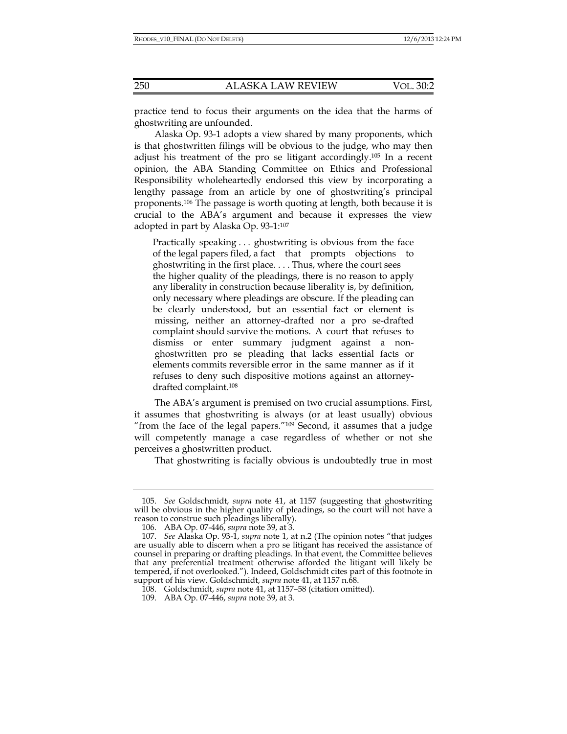practice tend to focus their arguments on the idea that the harms of ghostwriting are unfounded.

Alaska Op. 93-1 adopts a view shared by many proponents, which is that ghostwritten filings will be obvious to the judge, who may then adjust his treatment of the pro se litigant accordingly.[105] In a recent opinion, the ABA Standing Committee on Ethics and Professional Responsibility wholeheartedly endorsed this view by incorporating a lengthy passage from an article by one of ghostwriting's principal proponents.[106] The passage is worth quoting at length, both because it is crucial to the ABA's argument and because it expresses the view adopted in part by Alaska Op. 93-1:[107]

> Practically speaking . . . ghostwriting is obvious from the face of the legal papers filed, a fact that prompts objections to ghostwriting in the first place. . . . Thus, where the court sees the higher quality of the pleadings, there is no reason to apply any liberality in construction because liberality is, by definition, only necessary where pleadings are obscure. If the pleading can be clearly understood, but an essential fact or element is missing, neither an attorney-drafted nor a pro se-drafted complaint should survive the motions. A court that refuses to dismiss or enter summary judgment against a non-ghostwritten pro se pleading that lacks essential facts or elements commits reversible error in the same manner as if it refuses to deny such dispositive motions against an attorney-drafted complaint.[108]

The ABA's argument is premised on two crucial assumptions. First, it assumes that ghostwriting is always (or at least usually) obvious "from the face of the legal papers."[109] Second, it assumes that a judge will competently manage a case regardless of whether or not she perceives a ghostwritten product.

That ghostwriting is facially obvious is undoubtedly true in most

---

105. *See* Goldschmidt, *supra* note 41, at 1157 (suggesting that ghostwriting will be obvious in the higher quality of pleadings, so the court will not have a reason to construe such pleadings liberally).

106. ABA Op. 07-446, *supra* note 39, at 3.

107. *See* Alaska Op. 93-1, *supra* note 1, at n.2 (The opinion notes "that judges are usually able to discern when a pro se litigant has received the assistance of counsel in preparing or drafting pleadings. In that event, the Committee believes that any preferential treatment otherwise afforded the litigant will likely be tempered, if not overlooked."). Indeed, Goldschmidt cites part of this footnote in support of his view. Goldschmidt, *supra* note 41, at 1157 n.68.

108. Goldschmidt, *supra* note 41, at 1157–58 (citation omitted).

109. ABA Op. 07-446, *supra* note 39, at 3.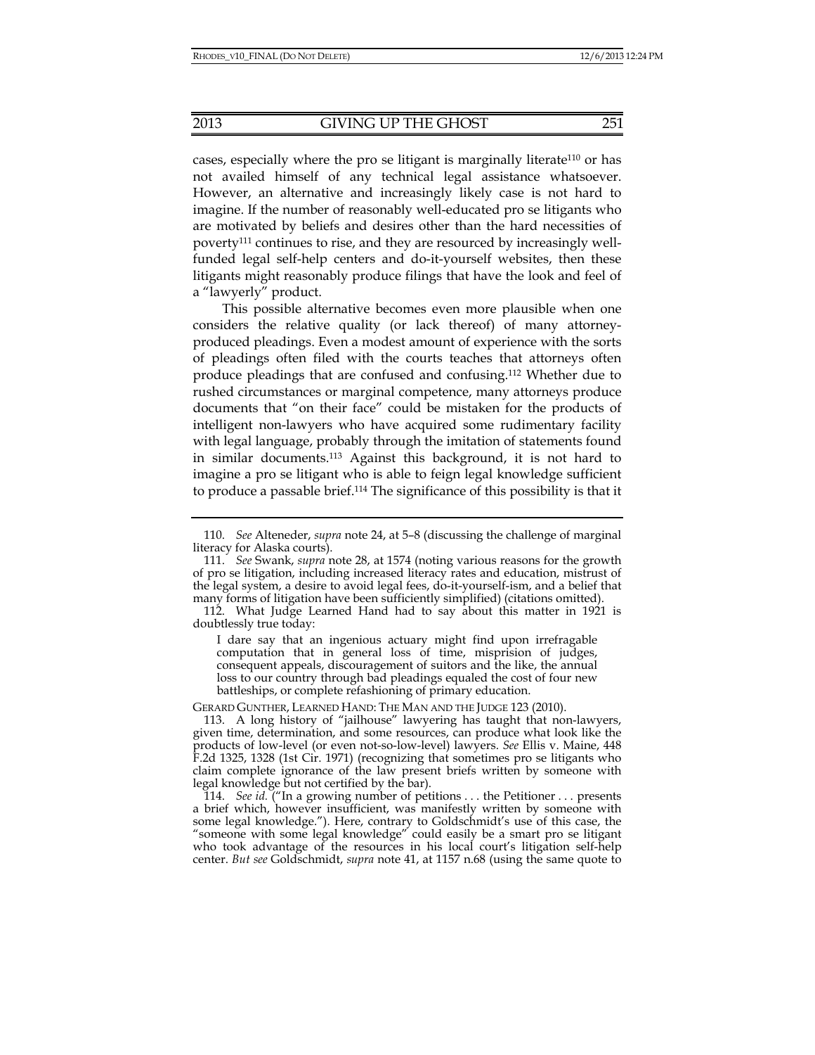cases, especially where the pro se litigant is marginally literate[110] or has not availed himself of any technical legal assistance whatsoever. However, an alternative and increasingly likely case is not hard to imagine. If the number of reasonably well-educated pro se litigants who are motivated by beliefs and desires other than the hard necessities of poverty[111] continues to rise, and they are resourced by increasingly well-funded legal self-help centers and do-it-yourself websites, then these litigants might reasonably produce filings that have the look and feel of a "lawyerly" product.

This possible alternative becomes even more plausible when one considers the relative quality (or lack thereof) of many attorney-produced pleadings. Even a modest amount of experience with the sorts of pleadings often filed with the courts teaches that attorneys often produce pleadings that are confused and confusing.[112] Whether due to rushed circumstances or marginal competence, many attorneys produce documents that "on their face" could be mistaken for the products of intelligent non-lawyers who have acquired some rudimentary facility with legal language, probably through the imitation of statements found in similar documents.[113] Against this background, it is not hard to imagine a pro se litigant who is able to feign legal knowledge sufficient to produce a passable brief.[114] The significance of this possibility is that it

---

110. *See* Alteneder, *supra* note 24, at 5–8 (discussing the challenge of marginal literacy for Alaska courts).

111. *See* Swank, *supra* note 28, at 1574 (noting various reasons for the growth of pro se litigation, including increased literacy rates and education, mistrust of the legal system, a desire to avoid legal fees, do-it-yourself-ism, and a belief that many forms of litigation have been sufficiently simplified) (citations omitted).

112. What Judge Learned Hand had to say about this matter in 1921 is doubtlessly true today:

> I dare say that an ingenious actuary might find upon irrefragable computation that in general loss of time, misprision of judges, consequent appeals, discouragement of suitors and the like, the annual loss to our country through bad pleadings equaled the cost of four new battleships, or complete refashioning of primary education.

GERARD GUNTHER, LEARNED HAND: THE MAN AND THE JUDGE 123 (2010).

113. A long history of "jailhouse" lawyering has taught that non-lawyers, given time, determination, and some resources, can produce what look like the products of low-level (or even not-so-low-level) lawyers. *See* Ellis v. Maine, 448 F.2d 1325, 1328 (1st Cir. 1971) (recognizing that sometimes pro se litigants who claim complete ignorance of the law present briefs written by someone with legal knowledge but not certified by the bar).

114. *See id.* ("In a growing number of petitions . . . the Petitioner . . . presents a brief which, however insufficient, was manifestly written by someone with some legal knowledge."). Here, contrary to Goldschmidt's use of this case, the "someone with some legal knowledge" could easily be a smart pro se litigant who took advantage of the resources in his local court's litigation self-help center. *But see* Goldschmidt, *supra* note 41, at 1157 n.68 (using the same quote to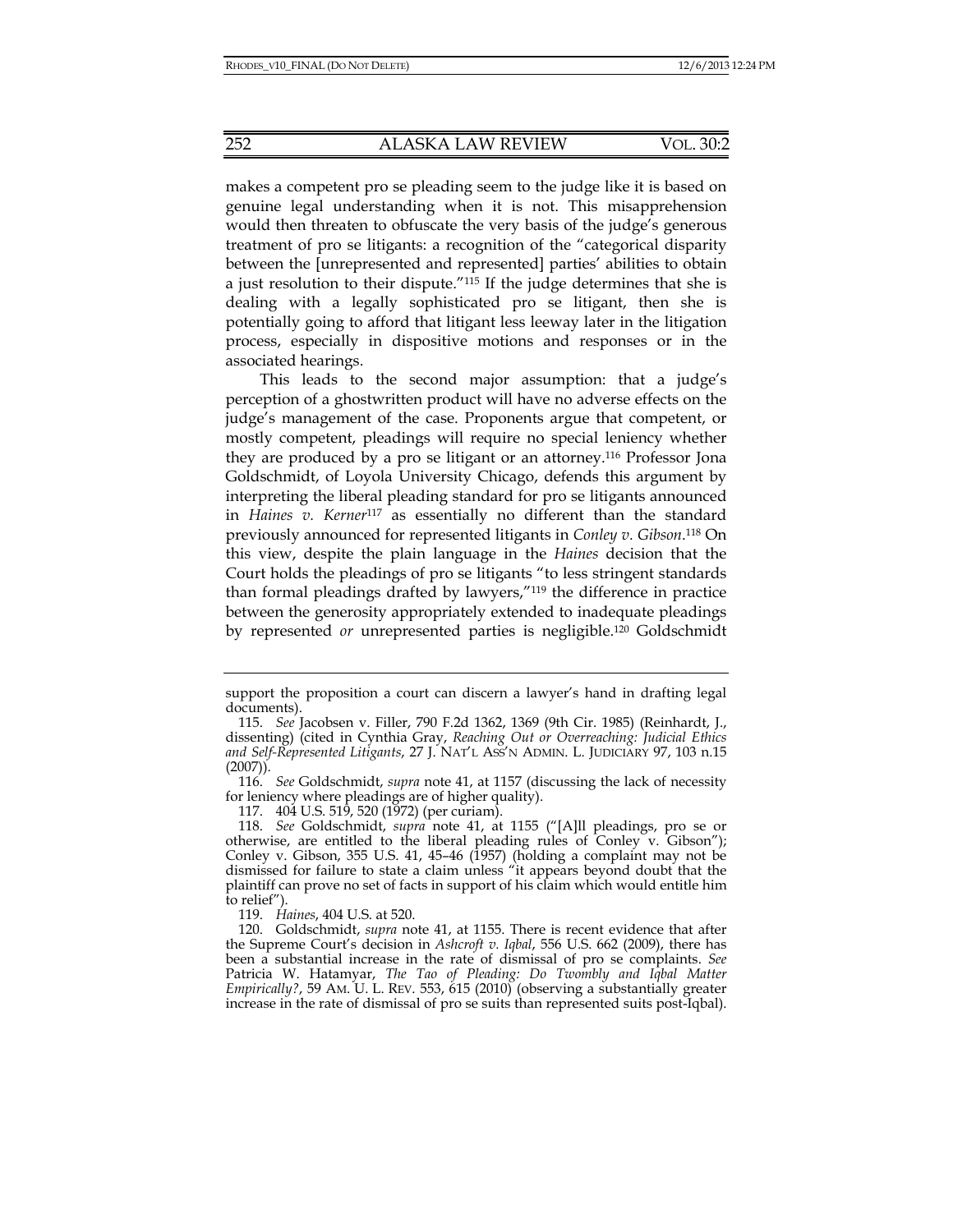makes a competent pro se pleading seem to the judge like it is based on genuine legal understanding when it is not. This misapprehension would then threaten to obfuscate the very basis of the judge's generous treatment of pro se litigants: a recognition of the "categorical disparity between the [unrepresented and represented] parties' abilities to obtain a just resolution to their dispute."[115] If the judge determines that she is dealing with a legally sophisticated pro se litigant, then she is potentially going to afford that litigant less leeway later in the litigation process, especially in dispositive motions and responses or in the associated hearings.

This leads to the second major assumption: that a judge's perception of a ghostwritten product will have no adverse effects on the judge's management of the case. Proponents argue that competent, or mostly competent, pleadings will require no special leniency whether they are produced by a pro se litigant or an attorney.[116] Professor Jona Goldschmidt, of Loyola University Chicago, defends this argument by interpreting the liberal pleading standard for pro se litigants announced in *Haines v. Kerner*[117] as essentially no different than the standard previously announced for represented litigants in *Conley v. Gibson*.[118] On this view, despite the plain language in the *Haines* decision that the Court holds the pleadings of pro se litigants "to less stringent standards than formal pleadings drafted by lawyers,"[119] the difference in practice between the generosity appropriately extended to inadequate pleadings by represented *or* unrepresented parties is negligible.[120] Goldschmidt

---

support the proposition a court can discern a lawyer's hand in drafting legal documents).

115. *See* Jacobsen v. Filler, 790 F.2d 1362, 1369 (9th Cir. 1985) (Reinhardt, J., dissenting) (cited in Cynthia Gray, *Reaching Out or Overreaching: Judicial Ethics and Self-Represented Litigants*, 27 J. NAT'L ASS'N ADMIN. L. JUDICIARY 97, 103 n.15 (2007)).

116. *See* Goldschmidt, *supra* note 41, at 1157 (discussing the lack of necessity for leniency where pleadings are of higher quality).

117. 404 U.S. 519, 520 (1972) (per curiam).

118. *See* Goldschmidt, *supra* note 41, at 1155 ("[A]ll pleadings, pro se or otherwise, are entitled to the liberal pleading rules of Conley v. Gibson"); Conley v. Gibson, 355 U.S. 41, 45–46 (1957) (holding a complaint may not be dismissed for failure to state a claim unless "it appears beyond doubt that the plaintiff can prove no set of facts in support of his claim which would entitle him to relief").

119. *Haines*, 404 U.S. at 520.

120. Goldschmidt, *supra* note 41, at 1155. There is recent evidence that after the Supreme Court's decision in *Ashcroft v. Iqbal*, 556 U.S. 662 (2009), there has been a substantial increase in the rate of dismissal of pro se complaints. *See* Patricia W. Hatamyar, *The Tao of Pleading: Do Twombly and Iqbal Matter Empirically?*, 59 AM. U. L. REV. 553, 615 (2010) (observing a substantially greater increase in the rate of dismissal of pro se suits than represented suits post-Iqbal).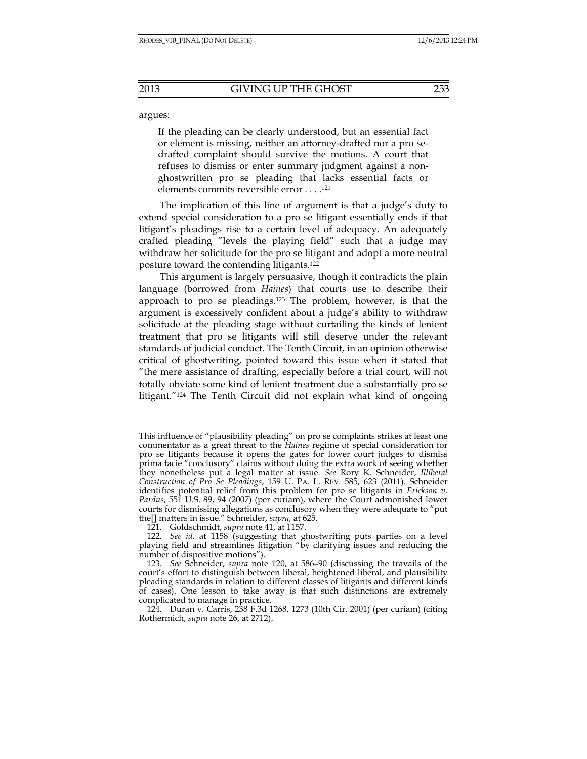argues:

> If the pleading can be clearly understood, but an essential fact or element is missing, neither an attorney-drafted nor a pro se-drafted complaint should survive the motions. A court that refuses to dismiss or enter summary judgment against a non-ghostwritten pro se pleading that lacks essential facts or elements commits reversible error . . . .[121]

The implication of this line of argument is that a judge's duty to extend special consideration to a pro se litigant essentially ends if that litigant's pleadings rise to a certain level of adequacy. An adequately crafted pleading "levels the playing field" such that a judge may withdraw her solicitude for the pro se litigant and adopt a more neutral posture toward the contending litigants.[122]

This argument is largely persuasive, though it contradicts the plain language (borrowed from *Haines*) that courts use to describe their approach to pro se pleadings.[123] The problem, however, is that the argument is excessively confident about a judge's ability to withdraw solicitude at the pleading stage without curtailing the kinds of lenient treatment that pro se litigants will still deserve under the relevant standards of judicial conduct. The Tenth Circuit, in an opinion otherwise critical of ghostwriting, pointed toward this issue when it stated that "the mere assistance of drafting, especially before a trial court, will not totally obviate some kind of lenient treatment due a substantially pro se litigant."[124] The Tenth Circuit did not explain what kind of ongoing

---

This influence of "plausibility pleading" on pro se complaints strikes at least one commentator as a great threat to the *Haines* regime of special consideration for pro se litigants because it opens the gates for lower court judges to dismiss prima facie "conclusory" claims without doing the extra work of seeing whether they nonetheless put a legal matter at issue. *See* Rory K. Schneider, *Illiberal Construction of Pro Se Pleadings*, 159 U. PA. L. REV. 585, 623 (2011). Schneider identifies potential relief from this problem for pro se litigants in *Erickson v. Pardus*, 551 U.S. 89, 94 (2007) (per curiam), where the Court admonished lower courts for dismissing allegations as conclusory when they were adequate to "put the[] matters in issue." Schneider, *supra*, at 625.

121. Goldschmidt, *supra* note 41, at 1157.

122. *See id.* at 1158 (suggesting that ghostwriting puts parties on a level playing field and streamlines litigation "by clarifying issues and reducing the number of dispositive motions").

123. *See* Schneider, *supra* note 120, at 586–90 (discussing the travails of the court's effort to distinguish between liberal, heightened liberal, and plausibility pleading standards in relation to different classes of litigants and different kinds of cases). One lesson to take away is that such distinctions are extremely complicated to manage in practice.

124. Duran v. Carris, 238 F.3d 1268, 1273 (10th Cir. 2001) (per curiam) (citing Rothermich, *supra* note 26, at 2712).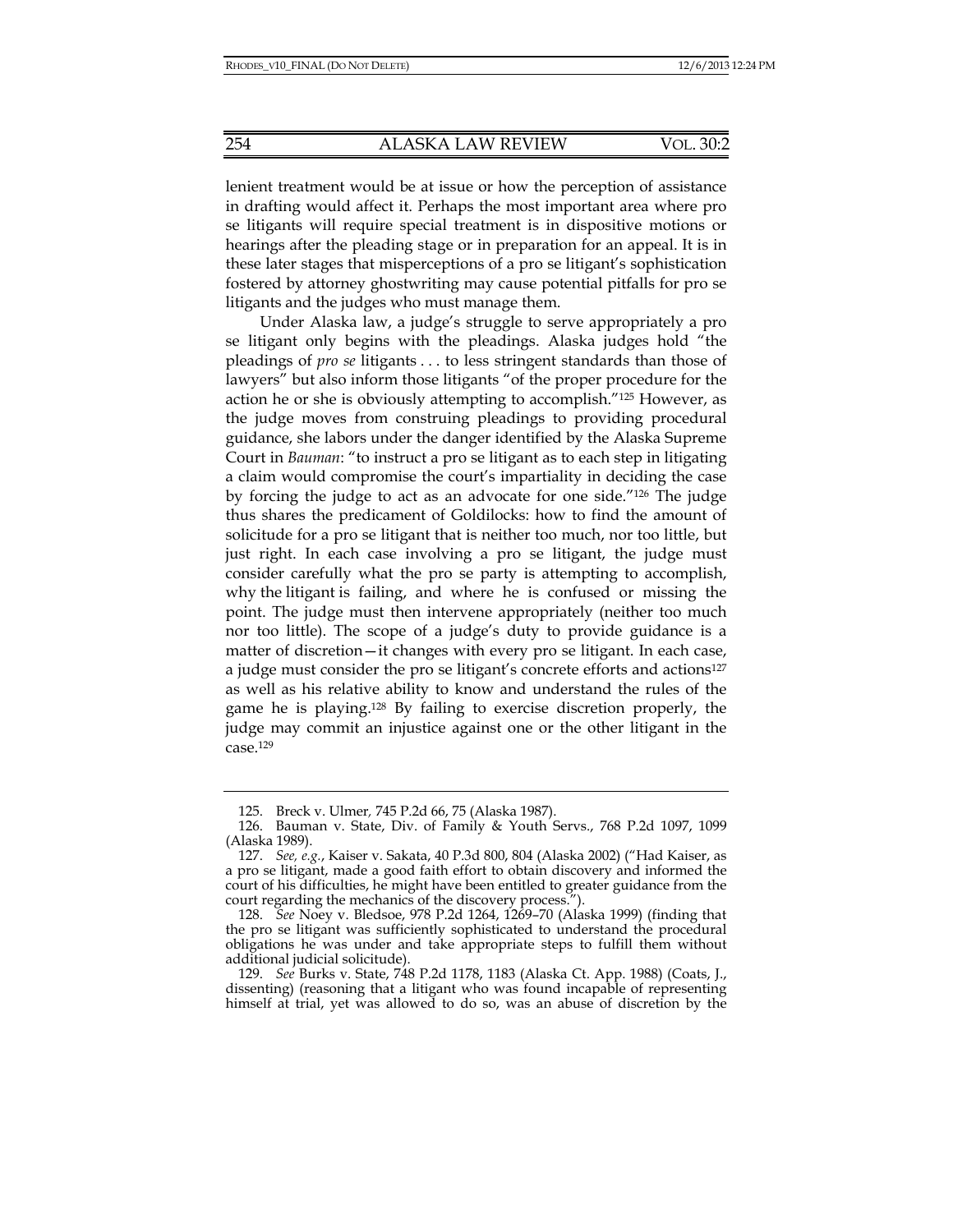lenient treatment would be at issue or how the perception of assistance in drafting would affect it. Perhaps the most important area where pro se litigants will require special treatment is in dispositive motions or hearings after the pleading stage or in preparation for an appeal. It is in these later stages that misperceptions of a pro se litigant's sophistication fostered by attorney ghostwriting may cause potential pitfalls for pro se litigants and the judges who must manage them.

Under Alaska law, a judge's struggle to serve appropriately a pro se litigant only begins with the pleadings. Alaska judges hold "the pleadings of *pro se* litigants . . . to less stringent standards than those of lawyers" but also inform those litigants "of the proper procedure for the action he or she is obviously attempting to accomplish."[125] However, as the judge moves from construing pleadings to providing procedural guidance, she labors under the danger identified by the Alaska Supreme Court in *Bauman*: "to instruct a pro se litigant as to each step in litigating a claim would compromise the court's impartiality in deciding the case by forcing the judge to act as an advocate for one side."[126] The judge thus shares the predicament of Goldilocks: how to find the amount of solicitude for a pro se litigant that is neither too much, nor too little, but just right. In each case involving a pro se litigant, the judge must consider carefully what the pro se party is attempting to accomplish, why the litigant is failing, and where he is confused or missing the point. The judge must then intervene appropriately (neither too much nor too little). The scope of a judge's duty to provide guidance is a matter of discretion—it changes with every pro se litigant. In each case, a judge must consider the pro se litigant's concrete efforts and actions[127] as well as his relative ability to know and understand the rules of the game he is playing.[128] By failing to exercise discretion properly, the judge may commit an injustice against one or the other litigant in the case.[129]

---

125. Breck v. Ulmer, 745 P.2d 66, 75 (Alaska 1987).

126. Bauman v. State, Div. of Family & Youth Servs., 768 P.2d 1097, 1099 (Alaska 1989).

127. *See, e.g.*, Kaiser v. Sakata, 40 P.3d 800, 804 (Alaska 2002) ("Had Kaiser, as a pro se litigant, made a good faith effort to obtain discovery and informed the court of his difficulties, he might have been entitled to greater guidance from the court regarding the mechanics of the discovery process.").

128. *See* Noey v. Bledsoe, 978 P.2d 1264, 1269–70 (Alaska 1999) (finding that the pro se litigant was sufficiently sophisticated to understand the procedural obligations he was under and take appropriate steps to fulfill them without additional judicial solicitude).

129. *See* Burks v. State, 748 P.2d 1178, 1183 (Alaska Ct. App. 1988) (Coats, J., dissenting) (reasoning that a litigant who was found incapable of representing himself at trial, yet was allowed to do so, was an abuse of discretion by the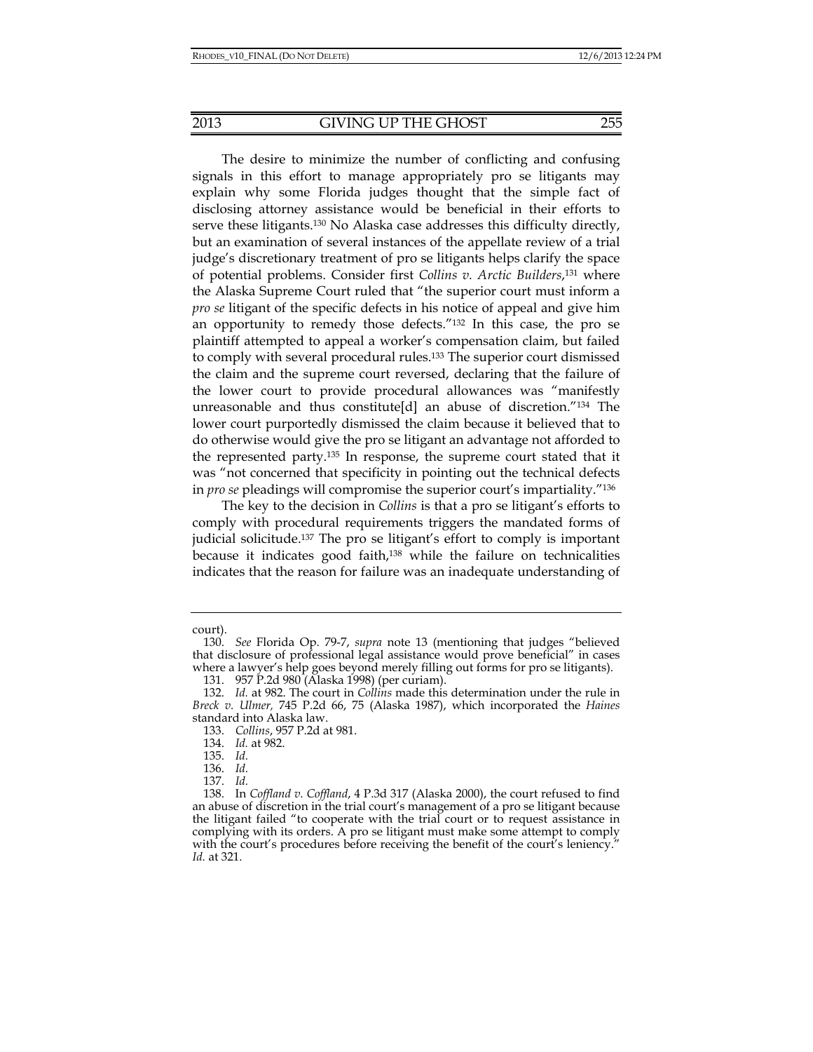The desire to minimize the number of conflicting and confusing signals in this effort to manage appropriately pro se litigants may explain why some Florida judges thought that the simple fact of disclosing attorney assistance would be beneficial in their efforts to serve these litigants.[130] No Alaska case addresses this difficulty directly, but an examination of several instances of the appellate review of a trial judge's discretionary treatment of pro se litigants helps clarify the space of potential problems. Consider first *Collins v. Arctic Builders*,[131] where the Alaska Supreme Court ruled that "the superior court must inform a *pro se* litigant of the specific defects in his notice of appeal and give him an opportunity to remedy those defects."[132] In this case, the pro se plaintiff attempted to appeal a worker's compensation claim, but failed to comply with several procedural rules.[133] The superior court dismissed the claim and the supreme court reversed, declaring that the failure of the lower court to provide procedural allowances was "manifestly unreasonable and thus constitute[d] an abuse of discretion."[134] The lower court purportedly dismissed the claim because it believed that to do otherwise would give the pro se litigant an advantage not afforded to the represented party.[135] In response, the supreme court stated that it was "not concerned that specificity in pointing out the technical defects in *pro se* pleadings will compromise the superior court's impartiality."[136]

The key to the decision in *Collins* is that a pro se litigant's efforts to comply with procedural requirements triggers the mandated forms of judicial solicitude.[137] The pro se litigant's effort to comply is important because it indicates good faith,[138] while the failure on technicalities indicates that the reason for failure was an inadequate understanding of

---

court).

130. *See* Florida Op. 79-7, *supra* note 13 (mentioning that judges "believed that disclosure of professional legal assistance would prove beneficial" in cases where a lawyer's help goes beyond merely filling out forms for pro se litigants).

131. 957 P.2d 980 (Alaska 1998) (per curiam).

132. *Id.* at 982. The court in *Collins* made this determination under the rule in *Breck v. Ulmer,* 745 P.2d 66, 75 (Alaska 1987), which incorporated the *Haines* standard into Alaska law.

133. *Collins*, 957 P.2d at 981.

134. *Id.* at 982.

135. *Id.*

136. *Id.*

137. *Id.*

138. In *Coffland v. Coffland*, 4 P.3d 317 (Alaska 2000), the court refused to find an abuse of discretion in the trial court's management of a pro se litigant because the litigant failed "to cooperate with the trial court or to request assistance in complying with its orders. A pro se litigant must make some attempt to comply with the court's procedures before receiving the benefit of the court's leniency." *Id.* at 321.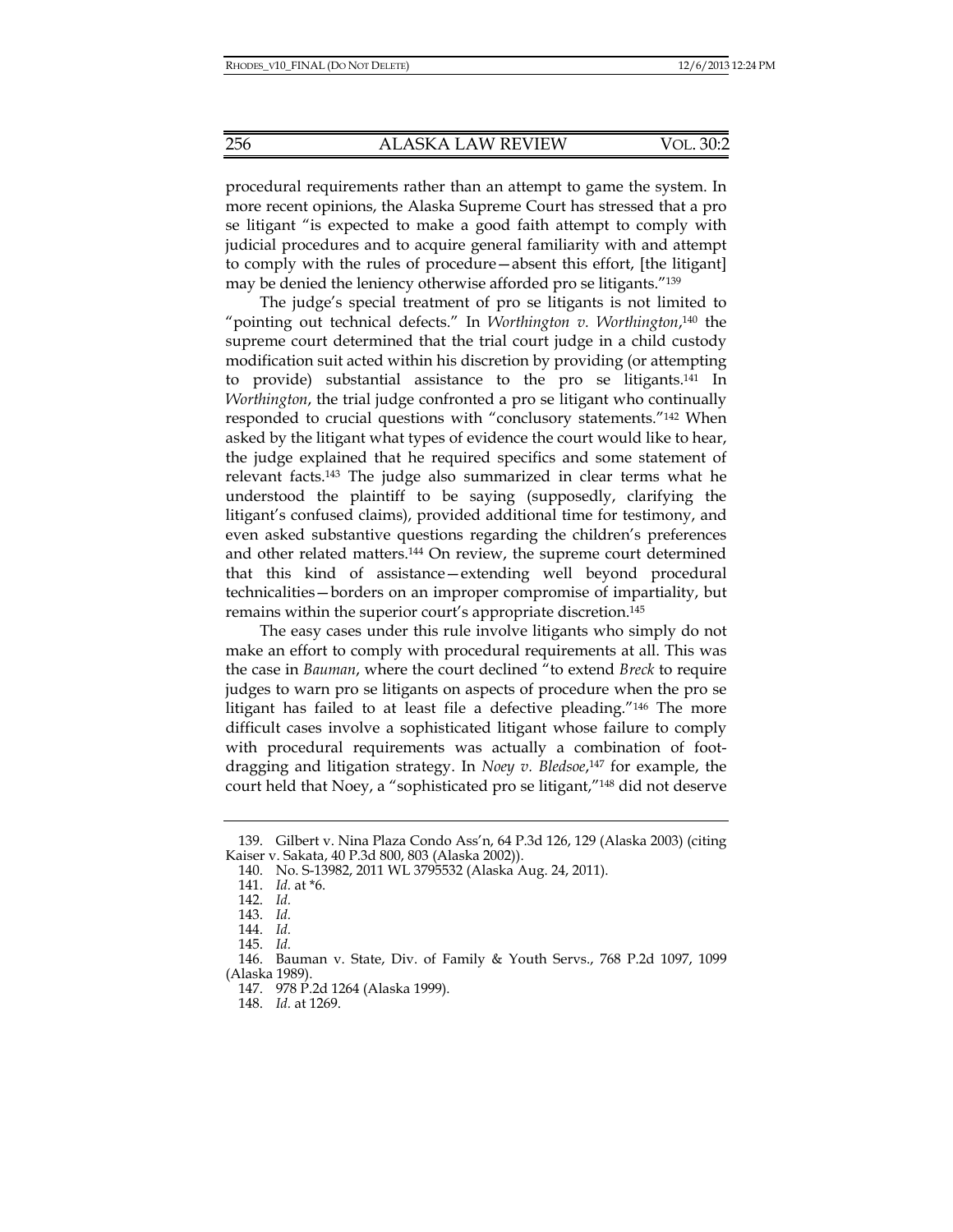procedural requirements rather than an attempt to game the system. In more recent opinions, the Alaska Supreme Court has stressed that a pro se litigant "is expected to make a good faith attempt to comply with judicial procedures and to acquire general familiarity with and attempt to comply with the rules of procedure—absent this effort, [the litigant] may be denied the leniency otherwise afforded pro se litigants."[139]

The judge's special treatment of pro se litigants is not limited to "pointing out technical defects." In *Worthington v. Worthington*,[140] the supreme court determined that the trial court judge in a child custody modification suit acted within his discretion by providing (or attempting to provide) substantial assistance to the pro se litigants.[141] In *Worthington*, the trial judge confronted a pro se litigant who continually responded to crucial questions with "conclusory statements."[142] When asked by the litigant what types of evidence the court would like to hear, the judge explained that he required specifics and some statement of relevant facts.[143] The judge also summarized in clear terms what he understood the plaintiff to be saying (supposedly, clarifying the litigant's confused claims), provided additional time for testimony, and even asked substantive questions regarding the children's preferences and other related matters.[144] On review, the supreme court determined that this kind of assistance—extending well beyond procedural technicalities—borders on an improper compromise of impartiality, but remains within the superior court's appropriate discretion.[145]

The easy cases under this rule involve litigants who simply do not make an effort to comply with procedural requirements at all. This was the case in *Bauman*, where the court declined "to extend *Breck* to require judges to warn pro se litigants on aspects of procedure when the pro se litigant has failed to at least file a defective pleading."[146] The more difficult cases involve a sophisticated litigant whose failure to comply with procedural requirements was actually a combination of foot-dragging and litigation strategy. In *Noey v. Bledsoe*,[147] for example, the court held that Noey, a "sophisticated pro se litigant,"[148] did not deserve

---

139. Gilbert v. Nina Plaza Condo Ass'n, 64 P.3d 126, 129 (Alaska 2003) (citing Kaiser v. Sakata, 40 P.3d 800, 803 (Alaska 2002)).

140. No. S-13982, 2011 WL 3795532 (Alaska Aug. 24, 2011).

141. *Id.* at *6.

142. *Id.*

143. *Id.*

144. *Id.*

145. *Id.*

146. Bauman v. State, Div. of Family & Youth Servs., 768 P.2d 1097, 1099 (Alaska 1989).

147. 978 P.2d 1264 (Alaska 1999).

148. *Id.* at 1269.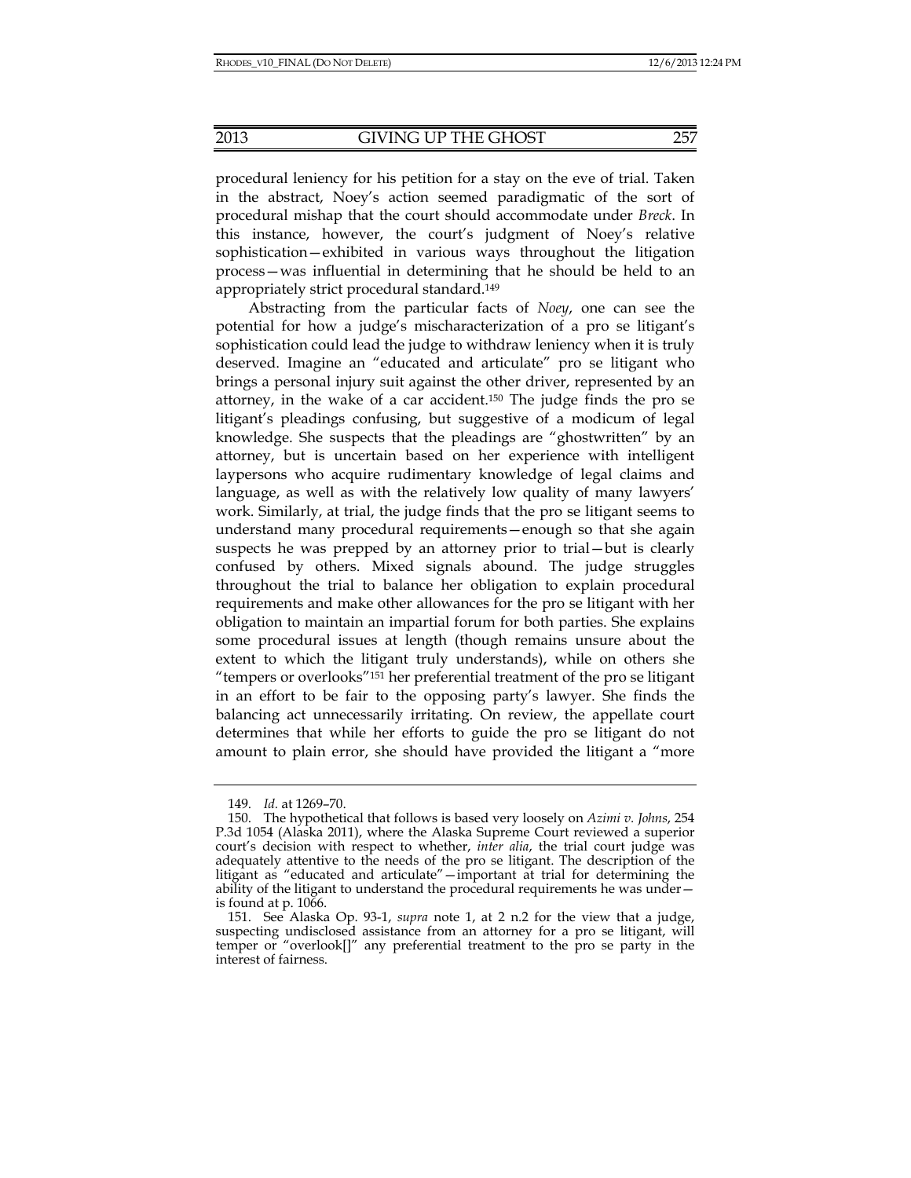procedural leniency for his petition for a stay on the eve of trial. Taken in the abstract, Noey's action seemed paradigmatic of the sort of procedural mishap that the court should accommodate under *Breck*. In this instance, however, the court's judgment of Noey's relative sophistication—exhibited in various ways throughout the litigation process—was influential in determining that he should be held to an appropriately strict procedural standard.[149]

Abstracting from the particular facts of *Noey*, one can see the potential for how a judge's mischaracterization of a pro se litigant's sophistication could lead the judge to withdraw leniency when it is truly deserved. Imagine an "educated and articulate" pro se litigant who brings a personal injury suit against the other driver, represented by an attorney, in the wake of a car accident.[150] The judge finds the pro se litigant's pleadings confusing, but suggestive of a modicum of legal knowledge. She suspects that the pleadings are "ghostwritten" by an attorney, but is uncertain based on her experience with intelligent laypersons who acquire rudimentary knowledge of legal claims and language, as well as with the relatively low quality of many lawyers' work. Similarly, at trial, the judge finds that the pro se litigant seems to understand many procedural requirements—enough so that she again suspects he was prepped by an attorney prior to trial—but is clearly confused by others. Mixed signals abound. The judge struggles throughout the trial to balance her obligation to explain procedural requirements and make other allowances for the pro se litigant with her obligation to maintain an impartial forum for both parties. She explains some procedural issues at length (though remains unsure about the extent to which the litigant truly understands), while on others she "tempers or overlooks"[151] her preferential treatment of the pro se litigant in an effort to be fair to the opposing party's lawyer. She finds the balancing act unnecessarily irritating. On review, the appellate court determines that while her efforts to guide the pro se litigant do not amount to plain error, she should have provided the litigant a "more

---

149. *Id.* at 1269–70.

150. The hypothetical that follows is based very loosely on *Azimi v. Johns*, 254 P.3d 1054 (Alaska 2011), where the Alaska Supreme Court reviewed a superior court's decision with respect to whether, *inter alia*, the trial court judge was adequately attentive to the needs of the pro se litigant. The description of the litigant as "educated and articulate"—important at trial for determining the ability of the litigant to understand the procedural requirements he was under—is found at p. 1066.

151. See Alaska Op. 93-1, *supra* note 1, at 2 n.2 for the view that a judge, suspecting undisclosed assistance from an attorney for a pro se litigant, will temper or "overlook[]" any preferential treatment to the pro se party in the interest of fairness.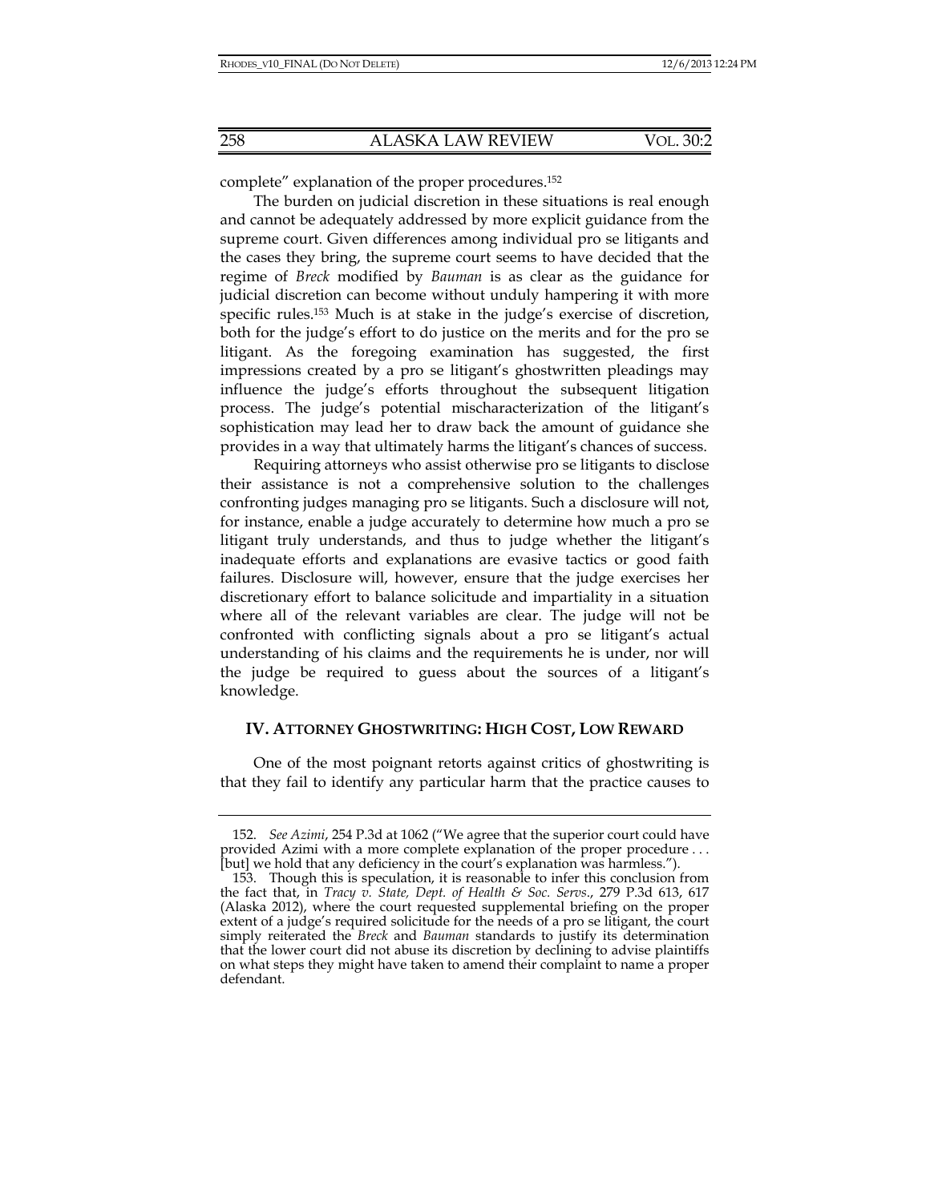complete" explanation of the proper procedures.[152]

The burden on judicial discretion in these situations is real enough and cannot be adequately addressed by more explicit guidance from the supreme court. Given differences among individual pro se litigants and the cases they bring, the supreme court seems to have decided that the regime of *Breck* modified by *Bauman* is as clear as the guidance for judicial discretion can become without unduly hampering it with more specific rules.[153] Much is at stake in the judge's exercise of discretion, both for the judge's effort to do justice on the merits and for the pro se litigant. As the foregoing examination has suggested, the first impressions created by a pro se litigant's ghostwritten pleadings may influence the judge's efforts throughout the subsequent litigation process. The judge's potential mischaracterization of the litigant's sophistication may lead her to draw back the amount of guidance she provides in a way that ultimately harms the litigant's chances of success.

Requiring attorneys who assist otherwise pro se litigants to disclose their assistance is not a comprehensive solution to the challenges confronting judges managing pro se litigants. Such a disclosure will not, for instance, enable a judge accurately to determine how much a pro se litigant truly understands, and thus to judge whether the litigant's inadequate efforts and explanations are evasive tactics or good faith failures. Disclosure will, however, ensure that the judge exercises her discretionary effort to balance solicitude and impartiality in a situation where all of the relevant variables are clear. The judge will not be confronted with conflicting signals about a pro se litigant's actual understanding of his claims and the requirements he is under, nor will the judge be required to guess about the sources of a litigant's knowledge.

## IV. ATTORNEY GHOSTWRITING: HIGH COST, LOW REWARD

One of the most poignant retorts against critics of ghostwriting is that they fail to identify any particular harm that the practice causes to

---

152. *See Azimi*, 254 P.3d at 1062 ("We agree that the superior court could have provided Azimi with a more complete explanation of the proper procedure . . . [but] we hold that any deficiency in the court's explanation was harmless.").

153. Though this is speculation, it is reasonable to infer this conclusion from the fact that, in *Tracy v. State, Dept. of Health & Soc. Servs.*, 279 P.3d 613, 617 (Alaska 2012), where the court requested supplemental briefing on the proper extent of a judge's required solicitude for the needs of a pro se litigant, the court simply reiterated the *Breck* and *Bauman* standards to justify its determination that the lower court did not abuse its discretion by declining to advise plaintiffs on what steps they might have taken to amend their complaint to name a proper defendant.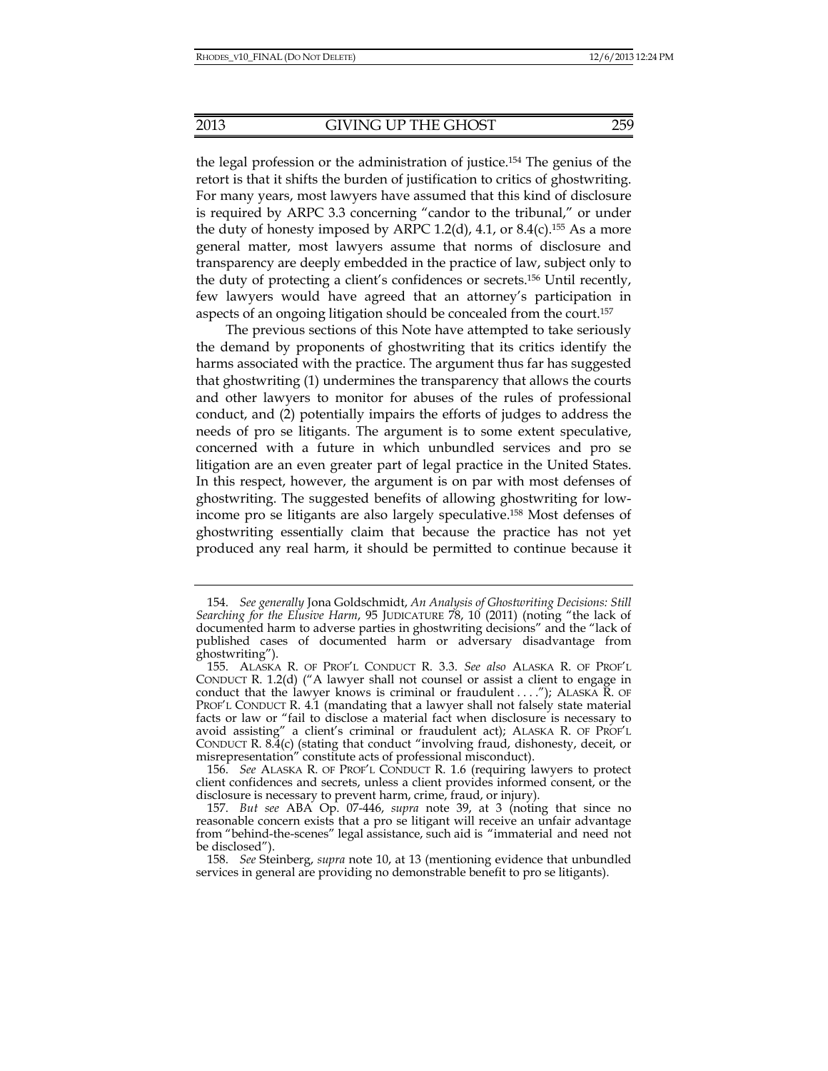the legal profession or the administration of justice.[154] The genius of the retort is that it shifts the burden of justification to critics of ghostwriting. For many years, most lawyers have assumed that this kind of disclosure is required by ARPC 3.3 concerning "candor to the tribunal," or under the duty of honesty imposed by ARPC 1.2(d), 4.1, or 8.4(c).[155] As a more general matter, most lawyers assume that norms of disclosure and transparency are deeply embedded in the practice of law, subject only to the duty of protecting a client's confidences or secrets.[156] Until recently, few lawyers would have agreed that an attorney's participation in aspects of an ongoing litigation should be concealed from the court.[157]

The previous sections of this Note have attempted to take seriously the demand by proponents of ghostwriting that its critics identify the harms associated with the practice. The argument thus far has suggested that ghostwriting (1) undermines the transparency that allows the courts and other lawyers to monitor for abuses of the rules of professional conduct, and (2) potentially impairs the efforts of judges to address the needs of pro se litigants. The argument is to some extent speculative, concerned with a future in which unbundled services and pro se litigation are an even greater part of legal practice in the United States. In this respect, however, the argument is on par with most defenses of ghostwriting. The suggested benefits of allowing ghostwriting for low-income pro se litigants are also largely speculative.[158] Most defenses of ghostwriting essentially claim that because the practice has not yet produced any real harm, it should be permitted to continue because it

---

154. *See generally* Jona Goldschmidt, *An Analysis of Ghostwriting Decisions: Still Searching for the Elusive Harm*, 95 JUDICATURE 78, 10 (2011) (noting "the lack of documented harm to adverse parties in ghostwriting decisions" and the "lack of published cases of documented harm or adversary disadvantage from ghostwriting").

155. ALASKA R. OF PROF'L CONDUCT R. 3.3. *See also* ALASKA R. OF PROF'L CONDUCT R. 1.2(d) ("A lawyer shall not counsel or assist a client to engage in conduct that the lawyer knows is criminal or fraudulent . . . ."); ALASKA R. OF PROF'L CONDUCT R. 4.1 (mandating that a lawyer shall not falsely state material facts or law or "fail to disclose a material fact when disclosure is necessary to avoid assisting" a client's criminal or fraudulent act); ALASKA R. OF PROF'L CONDUCT R. 8.4(c) (stating that conduct "involving fraud, dishonesty, deceit, or misrepresentation" constitute acts of professional misconduct).

156. *See* ALASKA R. OF PROF'L CONDUCT R. 1.6 (requiring lawyers to protect client confidences and secrets, unless a client provides informed consent, or the disclosure is necessary to prevent harm, crime, fraud, or injury).

157. *But see* ABA Op. 07-446, *supra* note 39, at 3 (noting that since no reasonable concern exists that a pro se litigant will receive an unfair advantage from "behind-the-scenes" legal assistance, such aid is "immaterial and need not be disclosed").

158. *See* Steinberg, *supra* note 10, at 13 (mentioning evidence that unbundled services in general are providing no demonstrable benefit to pro se litigants).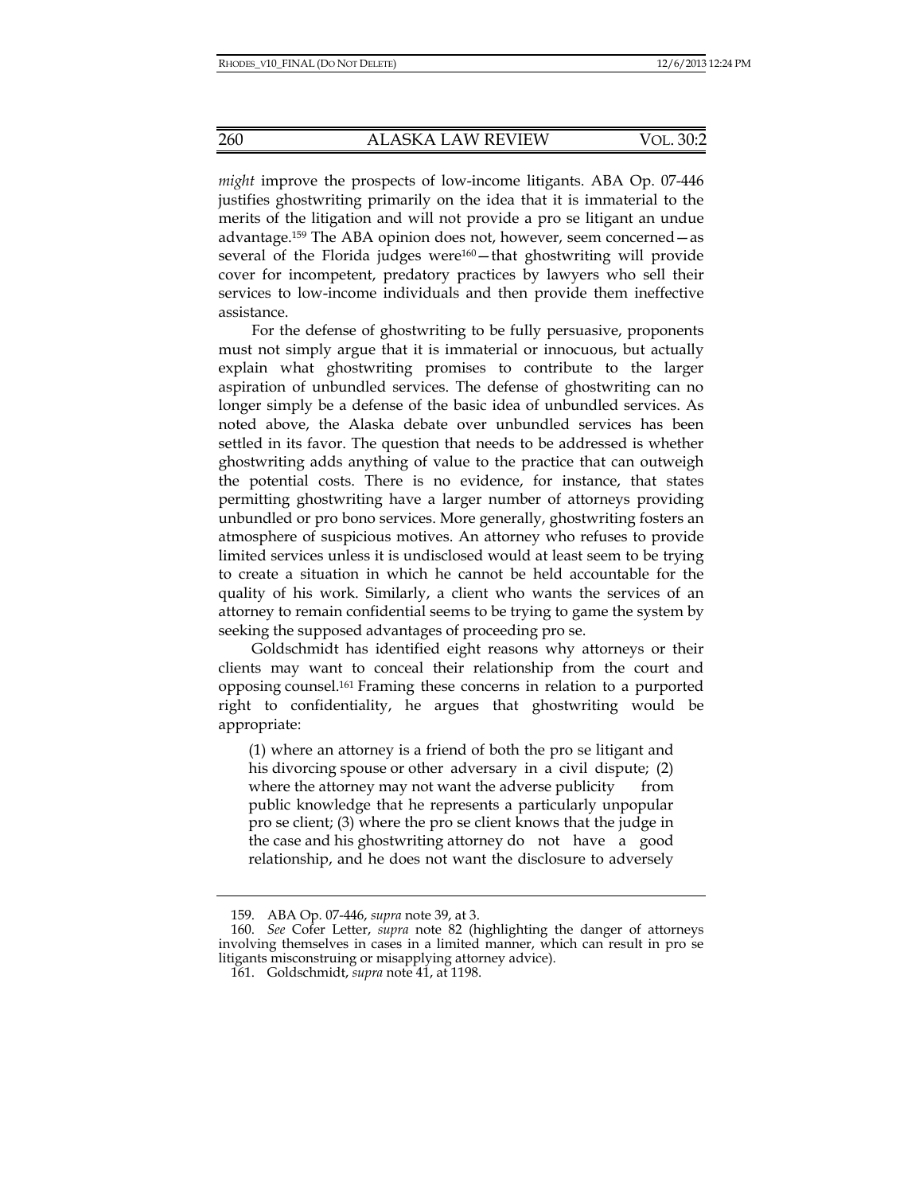*might* improve the prospects of low-income litigants. ABA Op. 07-446 justifies ghostwriting primarily on the idea that it is immaterial to the merits of the litigation and will not provide a pro se litigant an undue advantage.[159] The ABA opinion does not, however, seem concerned—as several of the Florida judges were[160]—that ghostwriting will provide cover for incompetent, predatory practices by lawyers who sell their services to low-income individuals and then provide them ineffective assistance.

For the defense of ghostwriting to be fully persuasive, proponents must not simply argue that it is immaterial or innocuous, but actually explain what ghostwriting promises to contribute to the larger aspiration of unbundled services. The defense of ghostwriting can no longer simply be a defense of the basic idea of unbundled services. As noted above, the Alaska debate over unbundled services has been settled in its favor. The question that needs to be addressed is whether ghostwriting adds anything of value to the practice that can outweigh the potential costs. There is no evidence, for instance, that states permitting ghostwriting have a larger number of attorneys providing unbundled or pro bono services. More generally, ghostwriting fosters an atmosphere of suspicious motives. An attorney who refuses to provide limited services unless it is undisclosed would at least seem to be trying to create a situation in which he cannot be held accountable for the quality of his work. Similarly, a client who wants the services of an attorney to remain confidential seems to be trying to game the system by seeking the supposed advantages of proceeding pro se.

Goldschmidt has identified eight reasons why attorneys or their clients may want to conceal their relationship from the court and opposing counsel.[161] Framing these concerns in relation to a purported right to confidentiality, he argues that ghostwriting would be appropriate:

> (1) where an attorney is a friend of both the pro se litigant and his divorcing spouse or other adversary in a civil dispute; (2) where the attorney may not want the adverse publicity from public knowledge that he represents a particularly unpopular pro se client; (3) where the pro se client knows that the judge in the case and his ghostwriting attorney do not have a good relationship, and he does not want the disclosure to adversely

---

159. ABA Op. 07-446, *supra* note 39, at 3.

160. *See* Cofer Letter, *supra* note 82 (highlighting the danger of attorneys involving themselves in cases in a limited manner, which can result in pro se litigants misconstruing or misapplying attorney advice).

161. Goldschmidt, *supra* note 41, at 1198.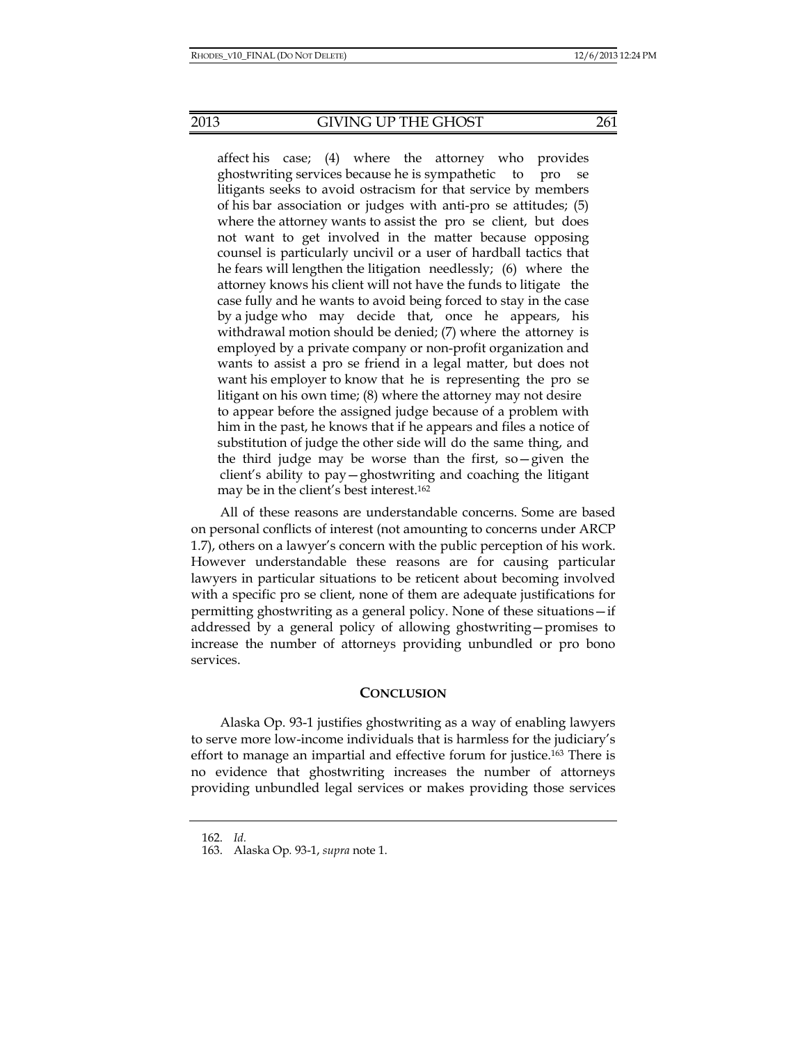affect his case; (4) where the attorney who provides ghostwriting services because he is sympathetic to pro se litigants seeks to avoid ostracism for that service by members of his bar association or judges with anti-pro se attitudes; (5) where the attorney wants to assist the pro se client, but does not want to get involved in the matter because opposing counsel is particularly uncivil or a user of hardball tactics that he fears will lengthen the litigation needlessly; (6) where the attorney knows his client will not have the funds to litigate the case fully and he wants to avoid being forced to stay in the case by a judge who may decide that, once he appears, his withdrawal motion should be denied; (7) where the attorney is employed by a private company or non-profit organization and wants to assist a pro se friend in a legal matter, but does not want his employer to know that he is representing the pro se litigant on his own time; (8) where the attorney may not desire to appear before the assigned judge because of a problem with him in the past, he knows that if he appears and files a notice of substitution of judge the other side will do the same thing, and the third judge may be worse than the first, so—given the client's ability to pay—ghostwriting and coaching the litigant may be in the client's best interest.[162]

All of these reasons are understandable concerns. Some are based on personal conflicts of interest (not amounting to concerns under ARCP 1.7), others on a lawyer's concern with the public perception of his work. However understandable these reasons are for causing particular lawyers in particular situations to be reticent about becoming involved with a specific pro se client, none of them are adequate justifications for permitting ghostwriting as a general policy. None of these situations—if addressed by a general policy of allowing ghostwriting—promises to increase the number of attorneys providing unbundled or pro bono services.

## CONCLUSION

Alaska Op. 93-1 justifies ghostwriting as a way of enabling lawyers to serve more low-income individuals that is harmless for the judiciary's effort to manage an impartial and effective forum for justice.[163] There is no evidence that ghostwriting increases the number of attorneys providing unbundled legal services or makes providing those services

---

162. *Id.*

163. Alaska Op. 93-1, *supra* note 1.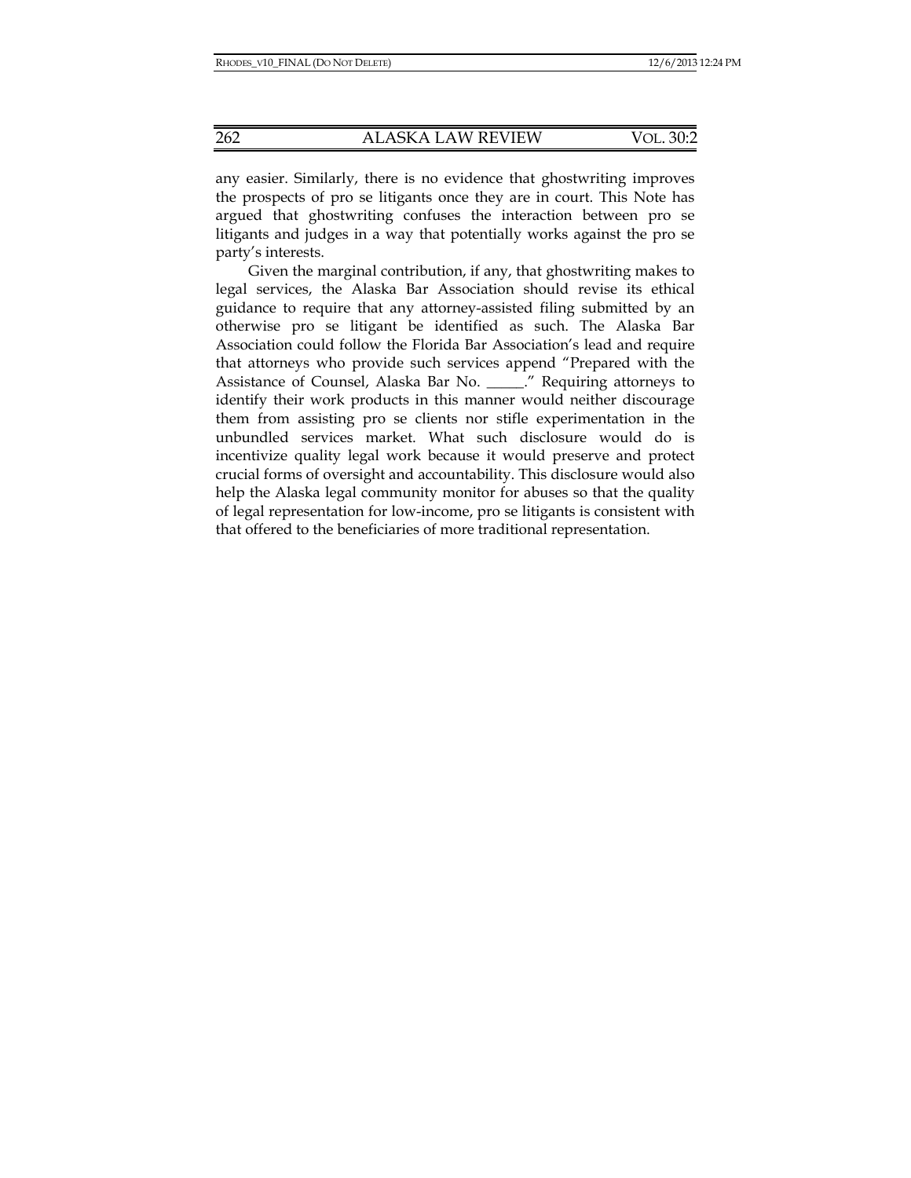any easier. Similarly, there is no evidence that ghostwriting improves the prospects of pro se litigants once they are in court. This Note has argued that ghostwriting confuses the interaction between pro se litigants and judges in a way that potentially works against the pro se party's interests.

Given the marginal contribution, if any, that ghostwriting makes to legal services, the Alaska Bar Association should revise its ethical guidance to require that any attorney-assisted filing submitted by an otherwise pro se litigant be identified as such. The Alaska Bar Association could follow the Florida Bar Association's lead and require that attorneys who provide such services append "Prepared with the Assistance of Counsel, Alaska Bar No. _____." Requiring attorneys to identify their work products in this manner would neither discourage them from assisting pro se clients nor stifle experimentation in the unbundled services market. What such disclosure would do is incentivize quality legal work because it would preserve and protect crucial forms of oversight and accountability. This disclosure would also help the Alaska legal community monitor for abuses so that the quality of legal representation for low-income, pro se litigants is consistent with that offered to the beneficiaries of more traditional representation.